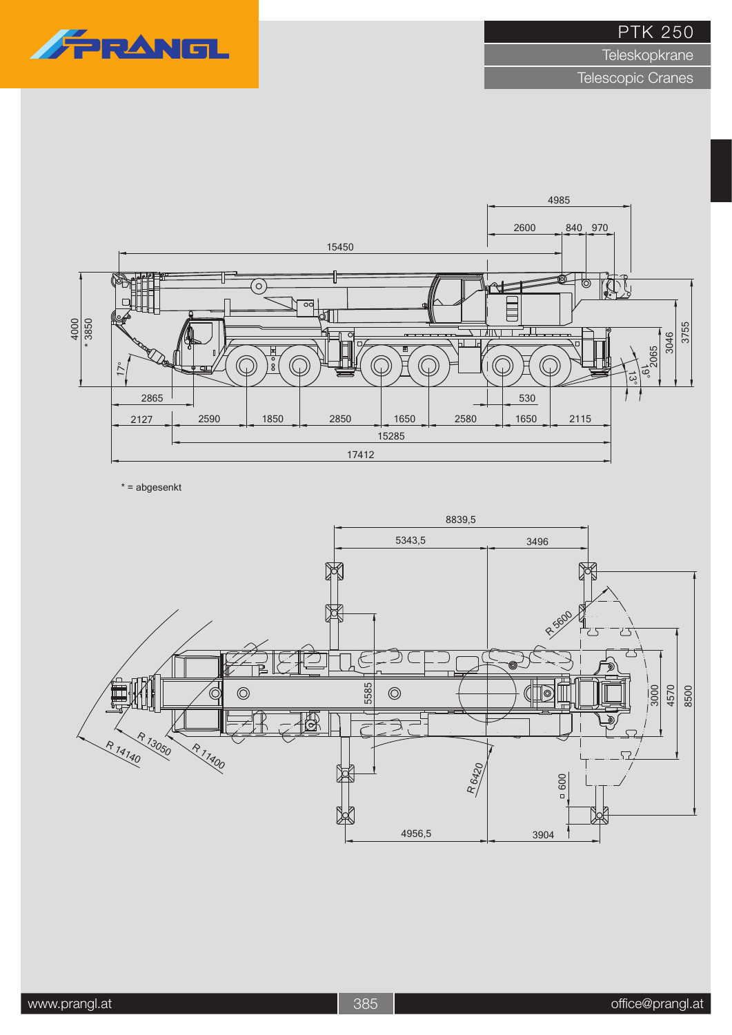# PTK 250

## Teleskopkrane

## Telescopic Cranes

4985

2600 840 970

15450

4000 * 3850

17°

3755 3046 2065

19° 13°

2865

530

2127 2590 1850 2850 1650 2580 1650 2115

15285

17412

* = abgesenkt

8839,5

5343,5 3496

R 5600

5585

3000 4570 8500

R 13050 R 14140 R 11400

R 6420

□ 600

4956,5 3904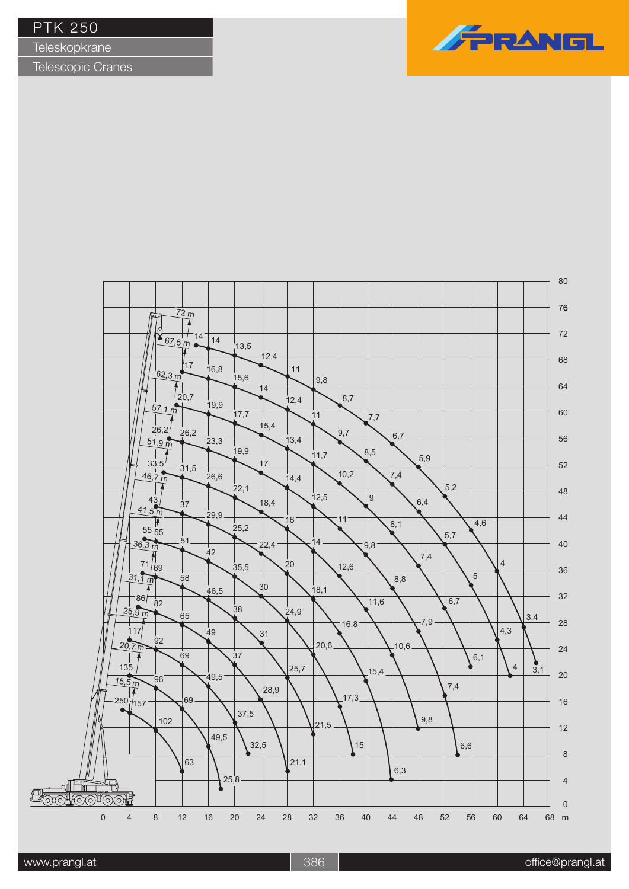# PTK 250

Teleskopkrane

Telescopic Cranes

PRANGL

www.prangl.at

office@prangl.at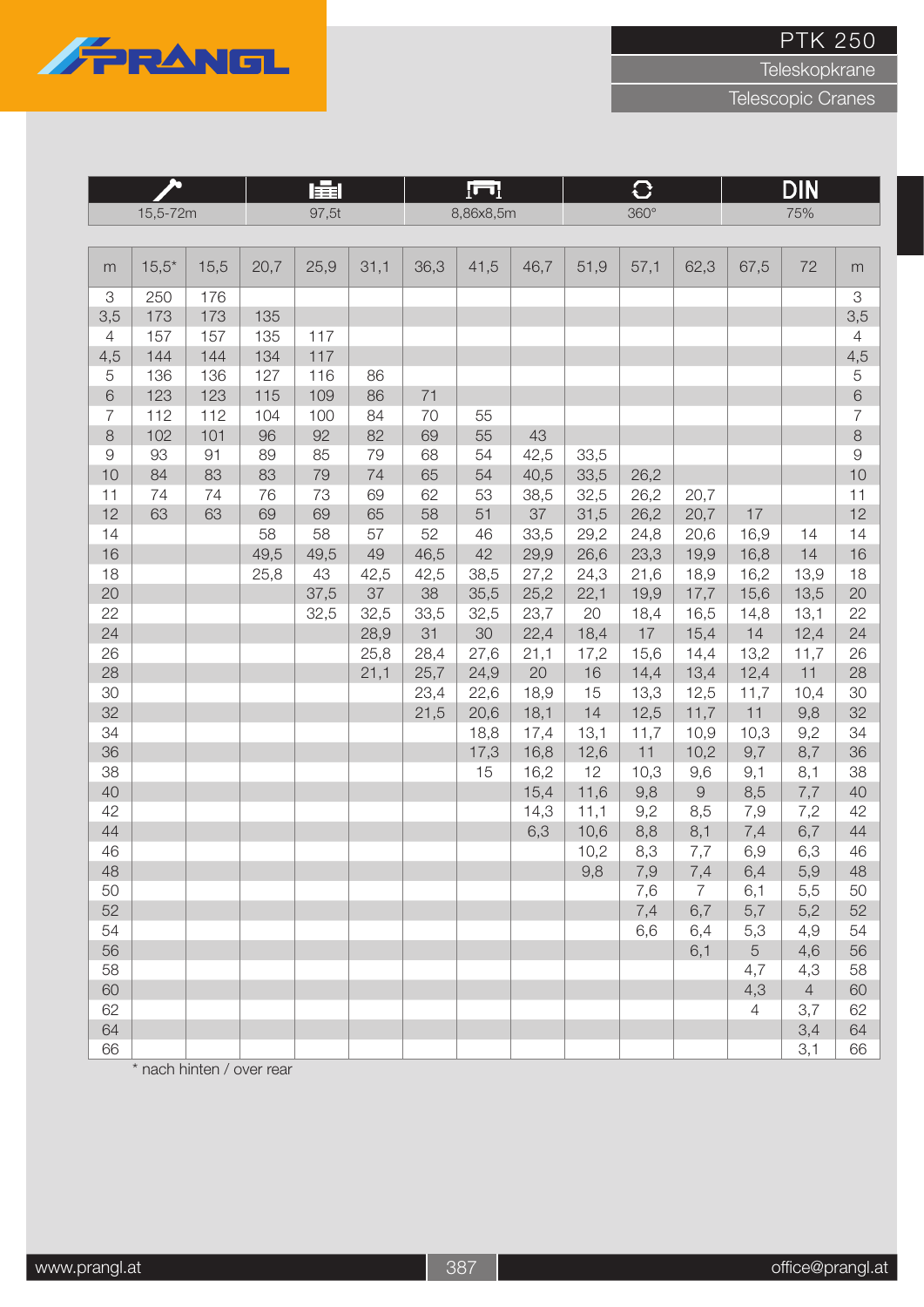# PTK 250

## Teleskopkrane

## Telescopic Cranes

| 15,5-72m | 97,5t | 8,86x8,5m | 360° | DIN 75% |
|---|---|---|---|---|

| m | 15,5* | 15,5 | 20,7 | 25,9 | 31,1 | 36,3 | 41,5 | 46,7 | 51,9 | 57,1 | 62,3 | 67,5 | 72 | m |
|---|---|---|---|---|---|---|---|---|---|---|---|---|---|---|
| 3 | 250 | 176 | | | | | | | | | | | | 3 |
| 3,5 | 173 | 173 | 135 | | | | | | | | | | | 3,5 |
| 4 | 157 | 157 | 135 | 117 | | | | | | | | | | 4 |
| 4,5 | 144 | 144 | 134 | 117 | | | | | | | | | | 4,5 |
| 5 | 136 | 136 | 127 | 116 | 86 | | | | | | | | | 5 |
| 6 | 123 | 123 | 115 | 109 | 86 | 71 | | | | | | | | 6 |
| 7 | 112 | 112 | 104 | 100 | 84 | 70 | 55 | | | | | | | 7 |
| 8 | 102 | 101 | 96 | 92 | 82 | 69 | 55 | 43 | | | | | | 8 |
| 9 | 93 | 91 | 89 | 85 | 79 | 68 | 54 | 42,5 | 33,5 | | | | | 9 |
| 10 | 84 | 83 | 83 | 79 | 74 | 65 | 54 | 40,5 | 33,5 | 26,2 | | | | 10 |
| 11 | 74 | 74 | 76 | 73 | 69 | 62 | 53 | 38,5 | 32,5 | 26,2 | 20,7 | | | 11 |
| 12 | 63 | 63 | 69 | 69 | 65 | 58 | 51 | 37 | 31,5 | 26,2 | 20,7 | 17 | | 12 |
| 14 | | | 58 | 58 | 57 | 52 | 46 | 33,5 | 29,2 | 24,8 | 20,6 | 16,9 | 14 | 14 |
| 16 | | | 49,5 | 49,5 | 49 | 46,5 | 42 | 29,9 | 26,6 | 23,3 | 19,9 | 16,8 | 14 | 16 |
| 18 | | | 25,8 | 43 | 42,5 | 42,5 | 38,5 | 27,2 | 24,3 | 21,6 | 18,9 | 16,2 | 13,9 | 18 |
| 20 | | | | 37,5 | 37 | 38 | 35,5 | 25,2 | 22,1 | 19,9 | 17,7 | 15,6 | 13,5 | 20 |
| 22 | | | | 32,5 | 32,5 | 33,5 | 32,5 | 23,7 | 20 | 18,4 | 16,5 | 14,8 | 13,1 | 22 |
| 24 | | | | | 28,9 | 31 | 30 | 22,4 | 18,4 | 17 | 15,4 | 14 | 12,4 | 24 |
| 26 | | | | | 25,8 | 28,4 | 27,6 | 21,1 | 17,2 | 15,6 | 14,4 | 13,2 | 11,7 | 26 |
| 28 | | | | | 21,1 | 25,7 | 24,9 | 20 | 16 | 14,4 | 13,4 | 12,4 | 11 | 28 |
| 30 | | | | | | 23,4 | 22,6 | 18,9 | 15 | 13,3 | 12,5 | 11,7 | 10,4 | 30 |
| 32 | | | | | | 21,5 | 20,6 | 18,1 | 14 | 12,5 | 11,7 | 11 | 9,8 | 32 |
| 34 | | | | | | | 18,8 | 17,4 | 13,1 | 11,7 | 10,9 | 10,3 | 9,2 | 34 |
| 36 | | | | | | | 17,3 | 16,8 | 12,6 | 11 | 10,2 | 9,7 | 8,7 | 36 |
| 38 | | | | | | | 15 | 16,2 | 12 | 10,3 | 9,6 | 9,1 | 8,1 | 38 |
| 40 | | | | | | | | 15,4 | 11,6 | 9,8 | 9 | 8,5 | 7,7 | 40 |
| 42 | | | | | | | | 14,3 | 11,1 | 9,2 | 8,5 | 7,9 | 7,2 | 42 |
| 44 | | | | | | | | 6,3 | 10,6 | 8,8 | 8,1 | 7,4 | 6,7 | 44 |
| 46 | | | | | | | | | 10,2 | 8,3 | 7,7 | 6,9 | 6,3 | 46 |
| 48 | | | | | | | | | 9,8 | 7,9 | 7,4 | 6,4 | 5,9 | 48 |
| 50 | | | | | | | | | | 7,6 | 7 | 6,1 | 5,5 | 50 |
| 52 | | | | | | | | | | 7,4 | 6,7 | 5,7 | 5,2 | 52 |
| 54 | | | | | | | | | | 6,6 | 6,4 | 5,3 | 4,9 | 54 |
| 56 | | | | | | | | | | | 6,1 | 5 | 4,6 | 56 |
| 58 | | | | | | | | | | | | 4,7 | 4,3 | 58 |
| 60 | | | | | | | | | | | | 4,3 | 4 | 60 |
| 62 | | | | | | | | | | | | 4 | 3,7 | 62 |
| 64 | | | | | | | | | | | | | 3,4 | 64 |
| 66 | | | | | | | | | | | | | 3,1 | 66 |

\* nach hinten / over rear

www.prangl.at — office@prangl.at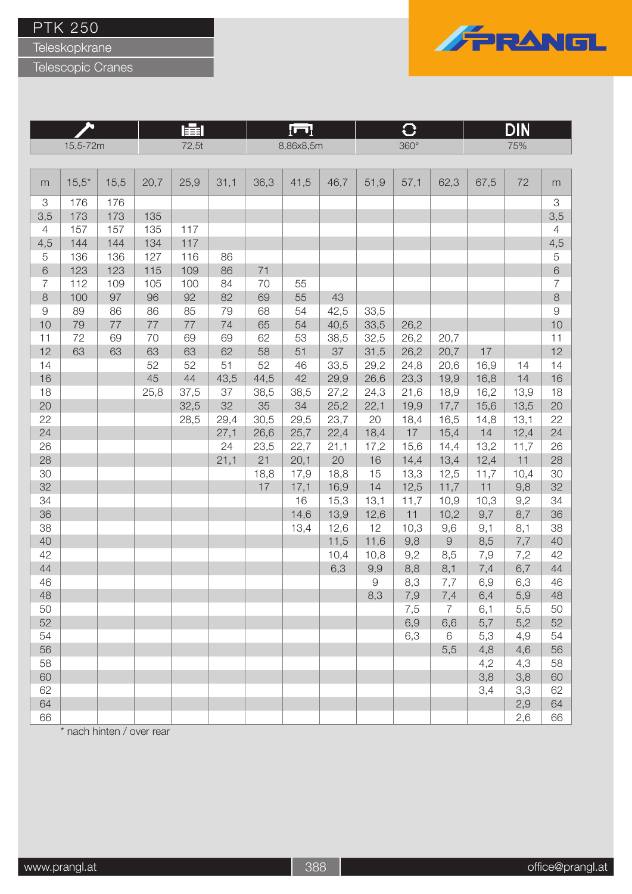# PTK 250

## Teleskopkrane

## Telescopic Cranes

| 15,5-72m | 72,5t | 8,86x8,5m | 360° | DIN 75% |
|---|---|---|---|---|

| m | 15,5* | 15,5 | 20,7 | 25,9 | 31,1 | 36,3 | 41,5 | 46,7 | 51,9 | 57,1 | 62,3 | 67,5 | 72 | m |
|---|---|---|---|---|---|---|---|---|---|---|---|---|---|---|
| 3 | 176 | 176 | | | | | | | | | | | | 3 |
| 3,5 | 173 | 173 | 135 | | | | | | | | | | | 3,5 |
| 4 | 157 | 157 | 135 | 117 | | | | | | | | | | 4 |
| 4,5 | 144 | 144 | 134 | 117 | | | | | | | | | | 4,5 |
| 5 | 136 | 136 | 127 | 116 | 86 | | | | | | | | | 5 |
| 6 | 123 | 123 | 115 | 109 | 86 | 71 | | | | | | | | 6 |
| 7 | 112 | 109 | 105 | 100 | 84 | 70 | 55 | | | | | | | 7 |
| 8 | 100 | 97 | 96 | 92 | 82 | 69 | 55 | 43 | | | | | | 8 |
| 9 | 89 | 86 | 86 | 85 | 79 | 68 | 54 | 42,5 | 33,5 | | | | | 9 |
| 10 | 79 | 77 | 77 | 77 | 74 | 65 | 54 | 40,5 | 33,5 | 26,2 | | | | 10 |
| 11 | 72 | 69 | 70 | 69 | 69 | 62 | 53 | 38,5 | 32,5 | 26,2 | 20,7 | | | 11 |
| 12 | 63 | 63 | 63 | 63 | 62 | 58 | 51 | 37 | 31,5 | 26,2 | 20,7 | 17 | | 12 |
| 14 | | | 52 | 52 | 51 | 52 | 46 | 33,5 | 29,2 | 24,8 | 20,6 | 16,9 | 14 | 14 |
| 16 | | | 45 | 44 | 43,5 | 44,5 | 42 | 29,9 | 26,6 | 23,3 | 19,9 | 16,8 | 14 | 16 |
| 18 | | | 25,8 | 37,5 | 37 | 38,5 | 38,5 | 27,2 | 24,3 | 21,6 | 18,9 | 16,2 | 13,9 | 18 |
| 20 | | | | 32,5 | 32 | 35 | 34 | 25,2 | 22,1 | 19,9 | 17,7 | 15,6 | 13,5 | 20 |
| 22 | | | | 28,5 | 29,4 | 30,5 | 29,5 | 23,7 | 20 | 18,4 | 16,5 | 14,8 | 13,1 | 22 |
| 24 | | | | | 27,1 | 26,6 | 25,7 | 22,4 | 18,4 | 17 | 15,4 | 14 | 12,4 | 24 |
| 26 | | | | | 24 | 23,5 | 22,7 | 21,1 | 17,2 | 15,6 | 14,4 | 13,2 | 11,7 | 26 |
| 28 | | | | | 21,1 | 21 | 20,1 | 20 | 16 | 14,4 | 13,4 | 12,4 | 11 | 28 |
| 30 | | | | | | 18,8 | 17,9 | 18,8 | 15 | 13,3 | 12,5 | 11,7 | 10,4 | 30 |
| 32 | | | | | | 17 | 17,1 | 16,9 | 14 | 12,5 | 11,7 | 11 | 9,8 | 32 |
| 34 | | | | | | | 16 | 15,3 | 13,1 | 11,7 | 10,9 | 10,3 | 9,2 | 34 |
| 36 | | | | | | | 14,6 | 13,9 | 12,6 | 11 | 10,2 | 9,7 | 8,7 | 36 |
| 38 | | | | | | | 13,4 | 12,6 | 12 | 10,3 | 9,6 | 9,1 | 8,1 | 38 |
| 40 | | | | | | | | 11,5 | 11,6 | 9,8 | 9 | 8,5 | 7,7 | 40 |
| 42 | | | | | | | | 10,4 | 10,8 | 9,2 | 8,5 | 7,9 | 7,2 | 42 |
| 44 | | | | | | | | 6,3 | 9,9 | 8,8 | 8,1 | 7,4 | 6,7 | 44 |
| 46 | | | | | | | | | 9 | 8,3 | 7,7 | 6,9 | 6,3 | 46 |
| 48 | | | | | | | | | 8,3 | 7,9 | 7,4 | 6,4 | 5,9 | 48 |
| 50 | | | | | | | | | | 7,5 | 7 | 6,1 | 5,5 | 50 |
| 52 | | | | | | | | | | 6,9 | 6,6 | 5,7 | 5,2 | 52 |
| 54 | | | | | | | | | | 6,3 | 6 | 5,3 | 4,9 | 54 |
| 56 | | | | | | | | | | | 5,5 | 4,8 | 4,6 | 56 |
| 58 | | | | | | | | | | | | 4,2 | 4,3 | 58 |
| 60 | | | | | | | | | | | | 3,8 | 3,8 | 60 |
| 62 | | | | | | | | | | | | 3,4 | 3,3 | 62 |
| 64 | | | | | | | | | | | | | 2,9 | 64 |
| 66 | | | | | | | | | | | | | 2,6 | 66 |

* nach hinten / over rear

www.prangl.at — office@prangl.at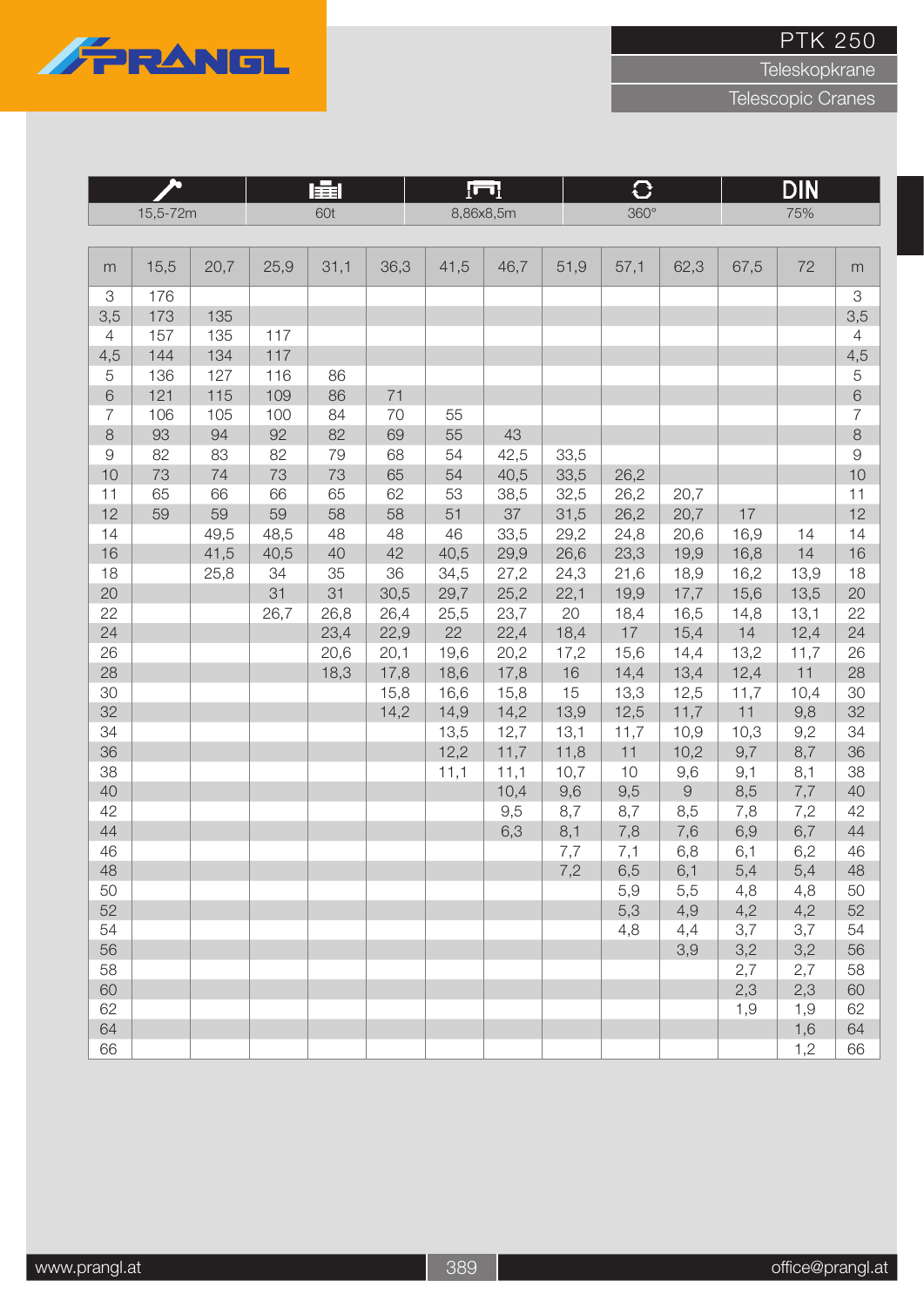# PTK 250

Teleskopkrane

Telescopic Cranes

| Boom | Capacity | Outrigger | Slewing | DIN |
|---|---|---|---|---|
| 15,5-72m | 60t | 8,86x8,5m | 360° | 75% |

| m | 15,5 | 20,7 | 25,9 | 31,1 | 36,3 | 41,5 | 46,7 | 51,9 | 57,1 | 62,3 | 67,5 | 72 | m |
|---|---|---|---|---|---|---|---|---|---|---|---|---|---|
| 3 | 176 | | | | | | | | | | | | 3 |
| 3,5 | 173 | 135 | | | | | | | | | | | 3,5 |
| 4 | 157 | 135 | 117 | | | | | | | | | | 4 |
| 4,5 | 144 | 134 | 117 | | | | | | | | | | 4,5 |
| 5 | 136 | 127 | 116 | 86 | | | | | | | | | 5 |
| 6 | 121 | 115 | 109 | 86 | 71 | | | | | | | | 6 |
| 7 | 106 | 105 | 100 | 84 | 70 | 55 | | | | | | | 7 |
| 8 | 93 | 94 | 92 | 82 | 69 | 55 | 43 | | | | | | 8 |
| 9 | 82 | 83 | 82 | 79 | 68 | 54 | 42,5 | 33,5 | | | | | 9 |
| 10 | 73 | 74 | 73 | 73 | 65 | 54 | 40,5 | 33,5 | 26,2 | | | | 10 |
| 11 | 65 | 66 | 66 | 65 | 62 | 53 | 38,5 | 32,5 | 26,2 | 20,7 | | | 11 |
| 12 | 59 | 59 | 59 | 58 | 58 | 51 | 37 | 31,5 | 26,2 | 20,7 | 17 | | 12 |
| 14 | | 49,5 | 48,5 | 48 | 48 | 46 | 33,5 | 29,2 | 24,8 | 20,6 | 16,9 | 14 | 14 |
| 16 | | 41,5 | 40,5 | 40 | 42 | 40,5 | 29,9 | 26,6 | 23,3 | 19,9 | 16,8 | 14 | 16 |
| 18 | | 25,8 | 34 | 35 | 36 | 34,5 | 27,2 | 24,3 | 21,6 | 18,9 | 16,2 | 13,9 | 18 |
| 20 | | | 31 | 31 | 30,5 | 29,7 | 25,2 | 22,1 | 19,9 | 17,7 | 15,6 | 13,5 | 20 |
| 22 | | | 26,7 | 26,8 | 26,4 | 25,5 | 23,7 | 20 | 18,4 | 16,5 | 14,8 | 13,1 | 22 |
| 24 | | | | 23,4 | 22,9 | 22 | 22,4 | 18,4 | 17 | 15,4 | 14 | 12,4 | 24 |
| 26 | | | | 20,6 | 20,1 | 19,6 | 20,2 | 17,2 | 15,6 | 14,4 | 13,2 | 11,7 | 26 |
| 28 | | | | 18,3 | 17,8 | 18,6 | 17,8 | 16 | 14,4 | 13,4 | 12,4 | 11 | 28 |
| 30 | | | | | 15,8 | 16,6 | 15,8 | 15 | 13,3 | 12,5 | 11,7 | 10,4 | 30 |
| 32 | | | | | 14,2 | 14,9 | 14,2 | 13,9 | 12,5 | 11,7 | 11 | 9,8 | 32 |
| 34 | | | | | | 13,5 | 12,7 | 13,1 | 11,7 | 10,9 | 10,3 | 9,2 | 34 |
| 36 | | | | | | 12,2 | 11,7 | 11,8 | 11 | 10,2 | 9,7 | 8,7 | 36 |
| 38 | | | | | | 11,1 | 11,1 | 10,7 | 10 | 9,6 | 9,1 | 8,1 | 38 |
| 40 | | | | | | | 10,4 | 9,6 | 9,5 | 9 | 8,5 | 7,7 | 40 |
| 42 | | | | | | | 9,5 | 8,7 | 8,7 | 8,5 | 7,8 | 7,2 | 42 |
| 44 | | | | | | | 6,3 | 8,1 | 7,8 | 7,6 | 6,9 | 6,7 | 44 |
| 46 | | | | | | | | 7,7 | 7,1 | 6,8 | 6,1 | 6,2 | 46 |
| 48 | | | | | | | | 7,2 | 6,5 | 6,1 | 5,4 | 5,4 | 48 |
| 50 | | | | | | | | | 5,9 | 5,5 | 4,8 | 4,8 | 50 |
| 52 | | | | | | | | | 5,3 | 4,9 | 4,2 | 4,2 | 52 |
| 54 | | | | | | | | | 4,8 | 4,4 | 3,7 | 3,7 | 54 |
| 56 | | | | | | | | | | 3,9 | 3,2 | 3,2 | 56 |
| 58 | | | | | | | | | | | 2,7 | 2,7 | 58 |
| 60 | | | | | | | | | | | 2,3 | 2,3 | 60 |
| 62 | | | | | | | | | | | 1,9 | 1,9 | 62 |
| 64 | | | | | | | | | | | | 1,6 | 64 |
| 66 | | | | | | | | | | | | 1,2 | 66 |

www.prangl.at

office@prangl.at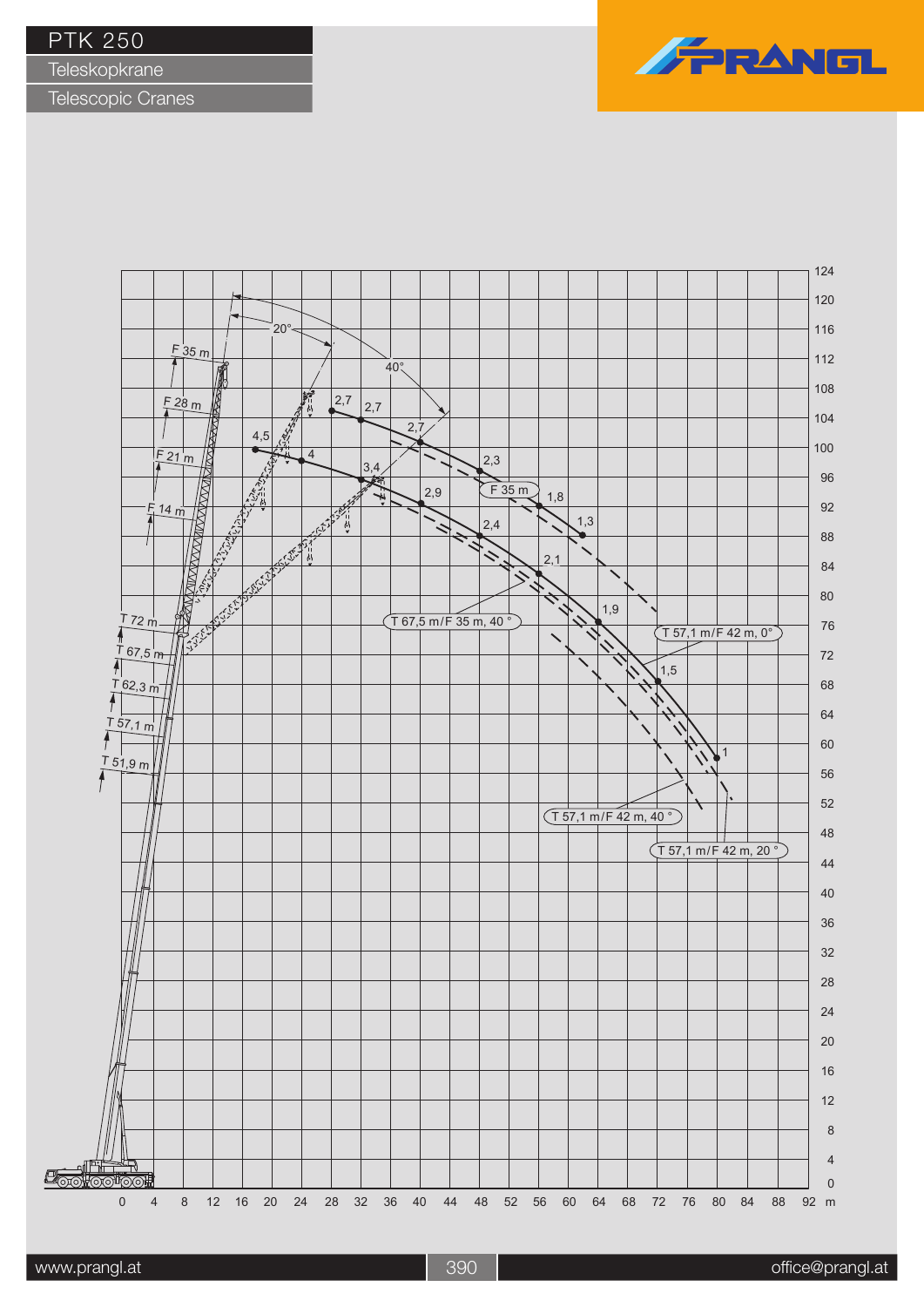# PTK 250

Teleskopkrane

Telescopic Cranes

PRANGL

F 35 m
F 28 m
F 21 m
F 14 m

T 72 m
T 67,5 m
T 62,3 m
T 57,1 m
T 51,9 m

20°
40°

4,5 — 4 — 3,4 — 2,9 — 2,4 — 2,1 — 1,9 — 1,5 — 1

2,7 — 2,7 — 2,7 — 2,3 — 1,8 — 1,3

F 35 m

T 67,5 m/F 35 m, 40 °

T 57,1 m/F 42 m, 0°

T 57,1 m/F 42 m, 40 °

T 57,1 m/F 42 m, 20 °

Height axis: 0 4 8 12 16 20 24 28 32 36 40 44 48 52 56 60 64 68 72 76 80 84 88 92 96 100 104 108 112 116 120 124

Radius axis: 0 4 8 12 16 20 24 28 32 36 40 44 48 52 56 60 64 68 72 76 80 84 88 92 m

www.prangl.at

office@prangl.at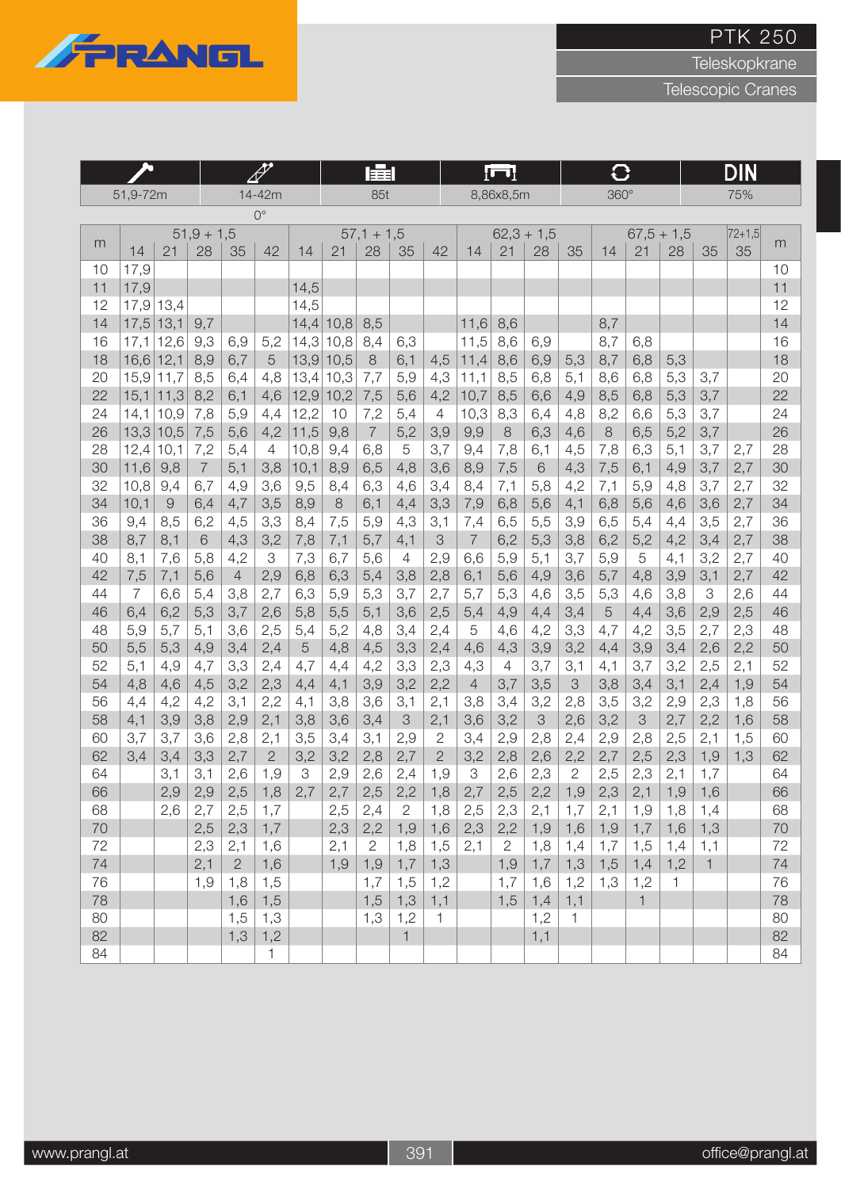# PTK 250

Teleskopkrane

Telescopic Cranes

| Hauptausleger | Spitze | Max. Tragkraft | Abstützung | Schwenkbereich | DIN |
|---|---|---|---|---|---|
| 51,9-72m | 14-42m | 85t | 8,86x8,5m | 360° | 75% |

0°

| m | 51,9 + 1,5 | | | | | 57,1 + 1,5 | | | | | 62,3 + 1,5 | | | | 67,5 + 1,5 | | | | 72+1,5 | m |
|---|---|---|---|---|---|---|---|---|---|---|---|---|---|---|---|---|---|---|---|---|
| | 14 | 21 | 28 | 35 | 42 | 14 | 21 | 28 | 35 | 42 | 14 | 21 | 28 | 35 | 14 | 21 | 28 | 35 | 35 | |
| 10 | 17,9 | | | | | | | | | | | | | | | | | | | 10 |
| 11 | 17,9 | | | | | 14,5 | | | | | | | | | | | | | | 11 |
| 12 | 17,9 | 13,4 | | | | 14,5 | | | | | | | | | | | | | | 12 |
| 14 | 17,5 | 13,1 | 9,7 | | | 14,4 | 10,8 | 8,5 | | | 11,6 | 8,6 | | | 8,7 | | | | | 14 |
| 16 | 17,1 | 12,6 | 9,3 | 6,9 | 5,2 | 14,3 | 10,8 | 8,4 | 6,3 | | 11,5 | 8,6 | 6,9 | | 8,7 | 6,8 | | | | 16 |
| 18 | 16,6 | 12,1 | 8,9 | 6,7 | 5 | 13,9 | 10,5 | 8 | 6,1 | 4,5 | 11,4 | 8,6 | 6,9 | 5,3 | 8,7 | 6,8 | 5,3 | | | 18 |
| 20 | 15,9 | 11,7 | 8,5 | 6,4 | 4,8 | 13,4 | 10,3 | 7,7 | 5,9 | 4,3 | 11,1 | 8,5 | 6,8 | 5,1 | 8,6 | 6,8 | 5,3 | 3,7 | | 20 |
| 22 | 15,1 | 11,3 | 8,2 | 6,1 | 4,6 | 12,9 | 10,2 | 7,5 | 5,6 | 4,2 | 10,7 | 8,5 | 6,6 | 4,9 | 8,5 | 6,8 | 5,3 | 3,7 | | 22 |
| 24 | 14,1 | 10,9 | 7,8 | 5,9 | 4,4 | 12,2 | 10 | 7,2 | 5,4 | 4 | 10,3 | 8,3 | 6,4 | 4,8 | 8,2 | 6,6 | 5,3 | 3,7 | | 24 |
| 26 | 13,3 | 10,5 | 7,5 | 5,6 | 4,2 | 11,5 | 9,8 | 7 | 5,2 | 3,9 | 9,9 | 8 | 6,3 | 4,6 | 8 | 6,5 | 5,2 | 3,7 | | 26 |
| 28 | 12,4 | 10,1 | 7,2 | 5,4 | 4 | 10,8 | 9,4 | 6,8 | 5 | 3,7 | 9,4 | 7,8 | 6,1 | 4,5 | 7,8 | 6,3 | 5,1 | 3,7 | 2,7 | 28 |
| 30 | 11,6 | 9,8 | 7 | 5,1 | 3,8 | 10,1 | 8,9 | 6,5 | 4,8 | 3,6 | 8,9 | 7,5 | 6 | 4,3 | 7,5 | 6,1 | 4,9 | 3,7 | 2,7 | 30 |
| 32 | 10,8 | 9,4 | 6,7 | 4,9 | 3,6 | 9,5 | 8,4 | 6,3 | 4,6 | 3,4 | 8,4 | 7,1 | 5,8 | 4,2 | 7,1 | 5,9 | 4,8 | 3,7 | 2,7 | 32 |
| 34 | 10,1 | 9 | 6,4 | 4,7 | 3,5 | 8,9 | 8 | 6,1 | 4,4 | 3,3 | 7,9 | 6,8 | 5,6 | 4,1 | 6,8 | 5,6 | 4,6 | 3,6 | 2,7 | 34 |
| 36 | 9,4 | 8,5 | 6,2 | 4,5 | 3,3 | 8,4 | 7,5 | 5,9 | 4,3 | 3,1 | 7,4 | 6,5 | 5,5 | 3,9 | 6,5 | 5,4 | 4,4 | 3,5 | 2,7 | 36 |
| 38 | 8,7 | 8,1 | 6 | 4,3 | 3,2 | 7,8 | 7,1 | 5,7 | 4,1 | 3 | 7 | 6,2 | 5,3 | 3,8 | 6,2 | 5,2 | 4,2 | 3,4 | 2,7 | 38 |
| 40 | 8,1 | 7,6 | 5,8 | 4,2 | 3 | 7,3 | 6,7 | 5,6 | 4 | 2,9 | 6,6 | 5,9 | 5,1 | 3,7 | 5,9 | 5 | 4,1 | 3,2 | 2,7 | 40 |
| 42 | 7,5 | 7,1 | 5,6 | 4 | 2,9 | 6,8 | 6,3 | 5,4 | 3,8 | 2,8 | 6,1 | 5,6 | 4,9 | 3,6 | 5,7 | 4,8 | 3,9 | 3,1 | 2,7 | 42 |
| 44 | 7 | 6,6 | 5,4 | 3,8 | 2,7 | 6,3 | 5,9 | 5,3 | 3,7 | 2,7 | 5,7 | 5,3 | 4,6 | 3,5 | 5,3 | 4,6 | 3,8 | 3 | 2,6 | 44 |
| 46 | 6,4 | 6,2 | 5,3 | 3,7 | 2,6 | 5,8 | 5,5 | 5,1 | 3,6 | 2,5 | 5,4 | 4,9 | 4,4 | 3,4 | 5 | 4,4 | 3,6 | 2,9 | 2,5 | 46 |
| 48 | 5,9 | 5,7 | 5,1 | 3,6 | 2,5 | 5,4 | 5,2 | 4,8 | 3,4 | 2,4 | 5 | 4,6 | 4,2 | 3,3 | 4,7 | 4,2 | 3,5 | 2,7 | 2,3 | 48 |
| 50 | 5,5 | 5,3 | 4,9 | 3,4 | 2,4 | 5 | 4,8 | 4,5 | 3,3 | 2,4 | 4,6 | 4,3 | 3,9 | 3,2 | 4,4 | 3,9 | 3,4 | 2,6 | 2,2 | 50 |
| 52 | 5,1 | 4,9 | 4,7 | 3,3 | 2,4 | 4,7 | 4,4 | 4,2 | 3,3 | 2,3 | 4,3 | 4 | 3,7 | 3,1 | 4,1 | 3,7 | 3,2 | 2,5 | 2,1 | 52 |
| 54 | 4,8 | 4,6 | 4,5 | 3,2 | 2,3 | 4,4 | 4,1 | 3,9 | 3,2 | 2,2 | 4 | 3,7 | 3,5 | 3 | 3,8 | 3,4 | 3,1 | 2,4 | 1,9 | 54 |
| 56 | 4,4 | 4,2 | 4,2 | 3,1 | 2,2 | 4,1 | 3,8 | 3,6 | 3,1 | 2,1 | 3,8 | 3,4 | 3,2 | 2,8 | 3,5 | 3,2 | 2,9 | 2,3 | 1,8 | 56 |
| 58 | 4,1 | 3,9 | 3,8 | 2,9 | 2,1 | 3,8 | 3,6 | 3,4 | 3 | 2,1 | 3,6 | 3,2 | 3 | 2,6 | 3,2 | 3 | 2,7 | 2,2 | 1,6 | 58 |
| 60 | 3,7 | 3,7 | 3,6 | 2,8 | 2,1 | 3,5 | 3,4 | 3,1 | 2,9 | 2 | 3,4 | 2,9 | 2,8 | 2,4 | 2,9 | 2,8 | 2,5 | 2,1 | 1,5 | 60 |
| 62 | 3,4 | 3,4 | 3,3 | 2,7 | 2 | 3,2 | 3,2 | 2,8 | 2,7 | 2 | 3,2 | 2,8 | 2,6 | 2,2 | 2,7 | 2,5 | 2,3 | 1,9 | 1,3 | 62 |
| 64 | | 3,1 | 3,1 | 2,6 | 1,9 | 3 | 2,9 | 2,6 | 2,4 | 1,9 | 3 | 2,6 | 2,3 | 2 | 2,5 | 2,3 | 2,1 | 1,7 | | 64 |
| 66 | | 2,9 | 2,9 | 2,5 | 1,8 | 2,7 | 2,7 | 2,5 | 2,2 | 1,8 | 2,7 | 2,5 | 2,2 | 1,9 | 2,3 | 2,1 | 1,9 | 1,6 | | 66 |
| 68 | | 2,6 | 2,7 | 2,5 | 1,7 | | 2,5 | 2,4 | 2 | 1,8 | 2,5 | 2,3 | 2,1 | 1,7 | 2,1 | 1,9 | 1,8 | 1,4 | | 68 |
| 70 | | | 2,5 | 2,3 | 1,7 | | 2,3 | 2,2 | 1,9 | 1,6 | 2,3 | 2,2 | 1,9 | 1,6 | 1,9 | 1,7 | 1,6 | 1,3 | | 70 |
| 72 | | | 2,3 | 2,1 | 1,6 | | 2,1 | 2 | 1,8 | 1,5 | 2,1 | 2 | 1,8 | 1,4 | 1,7 | 1,5 | 1,4 | 1,1 | | 72 |
| 74 | | | 2,1 | 2 | 1,6 | | 1,9 | 1,9 | 1,7 | 1,3 | | 1,9 | 1,7 | 1,3 | 1,5 | 1,4 | 1,2 | 1 | | 74 |
| 76 | | | 1,9 | 1,8 | 1,5 | | | 1,7 | 1,5 | 1,2 | | 1,7 | 1,6 | 1,2 | 1,3 | 1,2 | 1 | | | 76 |
| 78 | | | | 1,6 | 1,5 | | | 1,5 | 1,3 | 1,1 | | 1,5 | 1,4 | 1,1 | | 1 | | | | 78 |
| 80 | | | | 1,5 | 1,3 | | | 1,3 | 1,2 | 1 | | | 1,2 | 1 | | | | | | 80 |
| 82 | | | | 1,3 | 1,2 | | | | 1 | | | | 1,1 | | | | | | | 82 |
| 84 | | | | | 1 | | | | | | | | | | | | | | | 84 |

www.prangl.at office@prangl.at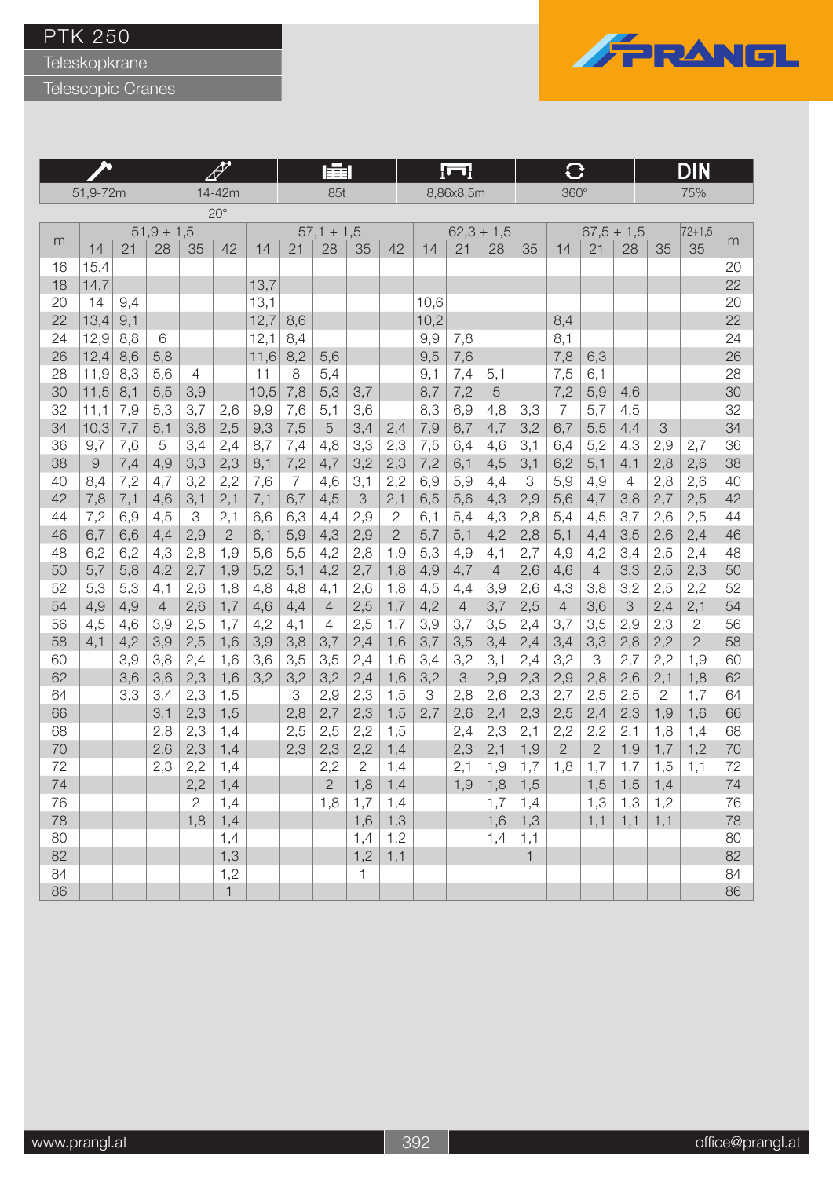# PTK 250

## Teleskopkrane

## Telescopic Cranes

| Boom length | Jib length | Max. load | Outrigger base | Slewing range | DIN |
|---|---|---|---|---|---|
| 51,9-72m | 14-42m | 85t | 8,86x8,5m | 360° | 75% |
| | 20° | | | | |

| m | 51,9 + 1,5 | | | | | 57,1 + 1,5 | | | | | 62,3 + 1,5 | | | | 67,5 + 1,5 | | | | 72+1,5 | m |
|---|---|---|---|---|---|---|---|---|---|---|---|---|---|---|---|---|---|---|---|---|
| | 14 | 21 | 28 | 35 | 42 | 14 | 21 | 28 | 35 | 42 | 14 | 21 | 28 | 35 | 14 | 21 | 28 | 35 | 35 | |
| 16 | 15,4 | | | | | | | | | | | | | | | | | | | 20 |
| 18 | 14,7 | | | | | 13,7 | | | | | | | | | | | | | | 22 |
| 20 | 14 | 9,4 | | | | 13,1 | | | | | 10,6 | | | | | | | | | 20 |
| 22 | 13,4 | 9,1 | | | | 12,7 | 8,6 | | | | 10,2 | | | | 8,4 | | | | | 22 |
| 24 | 12,9 | 8,8 | 6 | | | 12,1 | 8,4 | | | | 9,9 | 7,8 | | | 8,1 | | | | | 24 |
| 26 | 12,4 | 8,6 | 5,8 | | | 11,6 | 8,2 | 5,6 | | | 9,5 | 7,6 | | | 7,8 | 6,3 | | | | 26 |
| 28 | 11,9 | 8,3 | 5,6 | 4 | | 11 | 8 | 5,4 | | | 9,1 | 7,4 | 5,1 | | 7,5 | 6,1 | | | | 28 |
| 30 | 11,5 | 8,1 | 5,5 | 3,9 | | 10,5 | 7,8 | 5,3 | 3,7 | | 8,7 | 7,2 | 5 | | 7,2 | 5,9 | 4,6 | | | 30 |
| 32 | 11,1 | 7,9 | 5,3 | 3,7 | 2,6 | 9,9 | 7,6 | 5,1 | 3,6 | | 8,3 | 6,9 | 4,8 | 3,3 | 7 | 5,7 | 4,5 | | | 32 |
| 34 | 10,3 | 7,7 | 5,1 | 3,6 | 2,5 | 9,3 | 7,5 | 5 | 3,4 | 2,4 | 7,9 | 6,7 | 4,7 | 3,2 | 6,7 | 5,5 | 4,4 | 3 | | 34 |
| 36 | 9,7 | 7,6 | 5 | 3,4 | 2,4 | 8,7 | 7,4 | 4,8 | 3,3 | 2,3 | 7,5 | 6,4 | 4,6 | 3,1 | 6,4 | 5,2 | 4,3 | 2,9 | 2,7 | 36 |
| 38 | 9 | 7,4 | 4,9 | 3,3 | 2,3 | 8,1 | 7,2 | 4,7 | 3,2 | 2,3 | 7,2 | 6,1 | 4,5 | 3,1 | 6,2 | 5,1 | 4,1 | 2,8 | 2,6 | 38 |
| 40 | 8,4 | 7,2 | 4,7 | 3,2 | 2,2 | 7,6 | 7 | 4,6 | 3,1 | 2,2 | 6,9 | 5,9 | 4,4 | 3 | 5,9 | 4,9 | 4 | 2,8 | 2,6 | 40 |
| 42 | 7,8 | 7,1 | 4,6 | 3,1 | 2,1 | 7,1 | 6,7 | 4,5 | 3 | 2,1 | 6,5 | 5,6 | 4,3 | 2,9 | 5,6 | 4,7 | 3,8 | 2,7 | 2,5 | 42 |
| 44 | 7,2 | 6,9 | 4,5 | 3 | 2,1 | 6,6 | 6,3 | 4,4 | 2,9 | 2 | 6,1 | 5,4 | 4,3 | 2,8 | 5,4 | 4,5 | 3,7 | 2,6 | 2,5 | 44 |
| 46 | 6,7 | 6,6 | 4,4 | 2,9 | 2 | 6,1 | 5,9 | 4,3 | 2,9 | 2 | 5,7 | 5,1 | 4,2 | 2,8 | 5,1 | 4,4 | 3,5 | 2,6 | 2,4 | 46 |
| 48 | 6,2 | 6,2 | 4,3 | 2,8 | 1,9 | 5,6 | 5,5 | 4,2 | 2,8 | 1,9 | 5,3 | 4,9 | 4,1 | 2,7 | 4,9 | 4,2 | 3,4 | 2,5 | 2,4 | 48 |
| 50 | 5,7 | 5,8 | 4,2 | 2,7 | 1,9 | 5,2 | 5,1 | 4,2 | 2,7 | 1,8 | 4,9 | 4,7 | 4 | 2,6 | 4,6 | 4 | 3,3 | 2,5 | 2,3 | 50 |
| 52 | 5,3 | 5,3 | 4,1 | 2,6 | 1,8 | 4,8 | 4,8 | 4,1 | 2,6 | 1,8 | 4,5 | 4,4 | 3,9 | 2,6 | 4,3 | 3,8 | 3,2 | 2,5 | 2,2 | 52 |
| 54 | 4,9 | 4,9 | 4 | 2,6 | 1,7 | 4,6 | 4,4 | 4 | 2,5 | 1,7 | 4,2 | 4 | 3,7 | 2,5 | 4 | 3,6 | 3 | 2,4 | 2,1 | 54 |
| 56 | 4,5 | 4,6 | 3,9 | 2,5 | 1,7 | 4,2 | 4,1 | 4 | 2,5 | 1,7 | 3,9 | 3,7 | 3,5 | 2,4 | 3,7 | 3,5 | 2,9 | 2,3 | 2 | 56 |
| 58 | 4,1 | 4,2 | 3,9 | 2,5 | 1,6 | 3,9 | 3,8 | 3,7 | 2,4 | 1,6 | 3,7 | 3,5 | 3,4 | 2,4 | 3,4 | 3,3 | 2,8 | 2,2 | 2 | 58 |
| 60 | | 3,9 | 3,8 | 2,4 | 1,6 | 3,6 | 3,5 | 3,5 | 2,4 | 1,6 | 3,4 | 3,2 | 3,1 | 2,4 | 3,2 | 3 | 2,7 | 2,2 | 1,9 | 60 |
| 62 | | 3,6 | 3,6 | 2,3 | 1,6 | 3,2 | 3,2 | 3,2 | 2,4 | 1,6 | 3,2 | 3 | 2,9 | 2,3 | 2,9 | 2,8 | 2,6 | 2,1 | 1,8 | 62 |
| 64 | | 3,3 | 3,4 | 2,3 | 1,5 | | 3 | 2,9 | 2,3 | 1,5 | 3 | 2,8 | 2,6 | 2,3 | 2,7 | 2,5 | 2,5 | 2 | 1,7 | 64 |
| 66 | | | 3,1 | 2,3 | 1,5 | | 2,8 | 2,7 | 2,3 | 1,5 | 2,7 | 2,6 | 2,4 | 2,3 | 2,5 | 2,4 | 2,3 | 1,9 | 1,6 | 66 |
| 68 | | | 2,8 | 2,3 | 1,4 | | 2,5 | 2,5 | 2,2 | 1,5 | | 2,4 | 2,3 | 2,1 | 2,2 | 2,2 | 2,1 | 1,8 | 1,4 | 68 |
| 70 | | | 2,6 | 2,3 | 1,4 | | 2,3 | 2,3 | 2,2 | 1,4 | | 2,3 | 2,1 | 1,9 | 2 | 2 | 1,9 | 1,7 | 1,2 | 70 |
| 72 | | | 2,3 | 2,2 | 1,4 | | | 2,2 | 2 | 1,4 | | 2,1 | 1,9 | 1,7 | 1,8 | 1,7 | 1,7 | 1,5 | 1,1 | 72 |
| 74 | | | | 2,2 | 1,4 | | | 2 | 1,8 | 1,4 | | 1,9 | 1,8 | 1,5 | | 1,5 | 1,5 | 1,4 | | 74 |
| 76 | | | | 2 | 1,4 | | | 1,8 | 1,7 | 1,4 | | | 1,7 | 1,4 | | 1,3 | 1,3 | 1,2 | | 76 |
| 78 | | | | 1,8 | 1,4 | | | | 1,6 | 1,3 | | | 1,6 | 1,3 | | 1,1 | 1,1 | 1,1 | | 78 |
| 80 | | | | | 1,4 | | | | 1,4 | 1,2 | | | 1,4 | 1,1 | | | | | | 80 |
| 82 | | | | | 1,3 | | | | 1,2 | 1,1 | | | | 1 | | | | | | 82 |
| 84 | | | | | 1,2 | | | | 1 | | | | | | | | | | | 84 |
| 86 | | | | | 1 | | | | | | | | | | | | | | | 86 |

www.prangl.at

office@prangl.at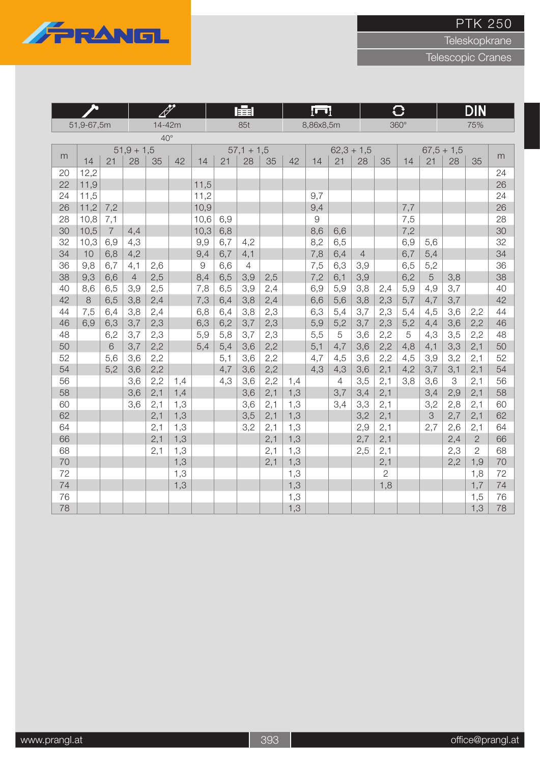# PTK 250

Teleskopkrane

Telescopic Cranes

| Boom | Jib | Max. capacity | Outriggers | Slewing | DIN |
|---|---|---|---|---|---|
| 51,9-67,5m | 14-42m 40° | 85t | 8,86x8,5m | 360° | 75% |

| m | 51,9 + 1,5 | | | | | 57,1 + 1,5 | | | | | 62,3 + 1,5 | | | | 67,5 + 1,5 | | | | m |
|---|---|---|---|---|---|---|---|---|---|---|---|---|---|---|---|---|---|---|---|
| | 14 | 21 | 28 | 35 | 42 | 14 | 21 | 28 | 35 | 42 | 14 | 21 | 28 | 35 | 14 | 21 | 28 | 35 | |
| 20 | 12,2 | | | | | | | | | | | | | | | | | | 24 |
| 22 | 11,9 | | | | | 11,5 | | | | | | | | | | | | | 26 |
| 24 | 11,5 | | | | | 11,2 | | | | | 9,7 | | | | | | | | 24 |
| 26 | 11,2 | 7,2 | | | | 10,9 | | | | | 9,4 | | | | 7,7 | | | | 26 |
| 28 | 10,8 | 7,1 | | | | 10,6 | 6,9 | | | | 9 | | | | 7,5 | | | | 28 |
| 30 | 10,5 | 7 | 4,4 | | | 10,3 | 6,8 | | | | 8,6 | 6,6 | | | 7,2 | | | | 30 |
| 32 | 10,3 | 6,9 | 4,3 | | | 9,9 | 6,7 | 4,2 | | | 8,2 | 6,5 | | | 6,9 | 5,6 | | | 32 |
| 34 | 10 | 6,8 | 4,2 | | | 9,4 | 6,7 | 4,1 | | | 7,8 | 6,4 | 4 | | 6,7 | 5,4 | | | 34 |
| 36 | 9,8 | 6,7 | 4,1 | 2,6 | | 9 | 6,6 | 4 | | | 7,5 | 6,3 | 3,9 | | 6,5 | 5,2 | | | 36 |
| 38 | 9,3 | 6,6 | 4 | 2,5 | | 8,4 | 6,5 | 3,9 | 2,5 | | 7,2 | 6,1 | 3,9 | | 6,2 | 5 | 3,8 | | 38 |
| 40 | 8,6 | 6,5 | 3,9 | 2,5 | | 7,8 | 6,5 | 3,9 | 2,4 | | 6,9 | 5,9 | 3,8 | 2,4 | 5,9 | 4,9 | 3,7 | | 40 |
| 42 | 8 | 6,5 | 3,8 | 2,4 | | 7,3 | 6,4 | 3,8 | 2,4 | | 6,6 | 5,6 | 3,8 | 2,3 | 5,7 | 4,7 | 3,7 | | 42 |
| 44 | 7,5 | 6,4 | 3,8 | 2,4 | | 6,8 | 6,4 | 3,8 | 2,3 | | 6,3 | 5,4 | 3,7 | 2,3 | 5,4 | 4,5 | 3,6 | 2,2 | 44 |
| 46 | 6,9 | 6,3 | 3,7 | 2,3 | | 6,3 | 6,2 | 3,7 | 2,3 | | 5,9 | 5,2 | 3,7 | 2,3 | 5,2 | 4,4 | 3,6 | 2,2 | 46 |
| 48 | | 6,2 | 3,7 | 2,3 | | 5,9 | 5,8 | 3,7 | 2,3 | | 5,5 | 5 | 3,6 | 2,2 | 5 | 4,3 | 3,5 | 2,2 | 48 |
| 50 | | 6 | 3,7 | 2,2 | | 5,4 | 5,4 | 3,6 | 2,2 | | 5,1 | 4,7 | 3,6 | 2,2 | 4,8 | 4,1 | 3,3 | 2,1 | 50 |
| 52 | | 5,6 | 3,6 | 2,2 | | | 5,1 | 3,6 | 2,2 | | 4,7 | 4,5 | 3,6 | 2,2 | 4,5 | 3,9 | 3,2 | 2,1 | 52 |
| 54 | | 5,2 | 3,6 | 2,2 | | | 4,7 | 3,6 | 2,2 | | 4,3 | 4,3 | 3,6 | 2,1 | 4,2 | 3,7 | 3,1 | 2,1 | 54 |
| 56 | | | 3,6 | 2,2 | 1,4 | | 4,3 | 3,6 | 2,2 | 1,4 | | 4 | 3,5 | 2,1 | 3,8 | 3,6 | 3 | 2,1 | 56 |
| 58 | | | 3,6 | 2,1 | 1,4 | | | 3,6 | 2,1 | 1,3 | | 3,7 | 3,4 | 2,1 | | 3,4 | 2,9 | 2,1 | 58 |
| 60 | | | 3,6 | 2,1 | 1,3 | | | 3,6 | 2,1 | 1,3 | | 3,4 | 3,3 | 2,1 | | 3,2 | 2,8 | 2,1 | 60 |
| 62 | | | | 2,1 | 1,3 | | | 3,5 | 2,1 | 1,3 | | | 3,2 | 2,1 | | 3 | 2,7 | 2,1 | 62 |
| 64 | | | | 2,1 | 1,3 | | | 3,2 | 2,1 | 1,3 | | | 2,9 | 2,1 | | 2,7 | 2,6 | 2,1 | 64 |
| 66 | | | | 2,1 | 1,3 | | | | 2,1 | 1,3 | | | 2,7 | 2,1 | | | 2,4 | 2 | 66 |
| 68 | | | | 2,1 | 1,3 | | | | 2,1 | 1,3 | | | 2,5 | 2,1 | | | 2,3 | 2 | 68 |
| 70 | | | | | 1,3 | | | | 2,1 | 1,3 | | | | 2,1 | | | 2,2 | 1,9 | 70 |
| 72 | | | | | 1,3 | | | | | 1,3 | | | | 2 | | | | 1,8 | 72 |
| 74 | | | | | 1,3 | | | | | 1,3 | | | | 1,8 | | | | 1,7 | 74 |
| 76 | | | | | | | | | | 1,3 | | | | | | | | 1,5 | 76 |
| 78 | | | | | | | | | | 1,3 | | | | | | | | 1,3 | 78 |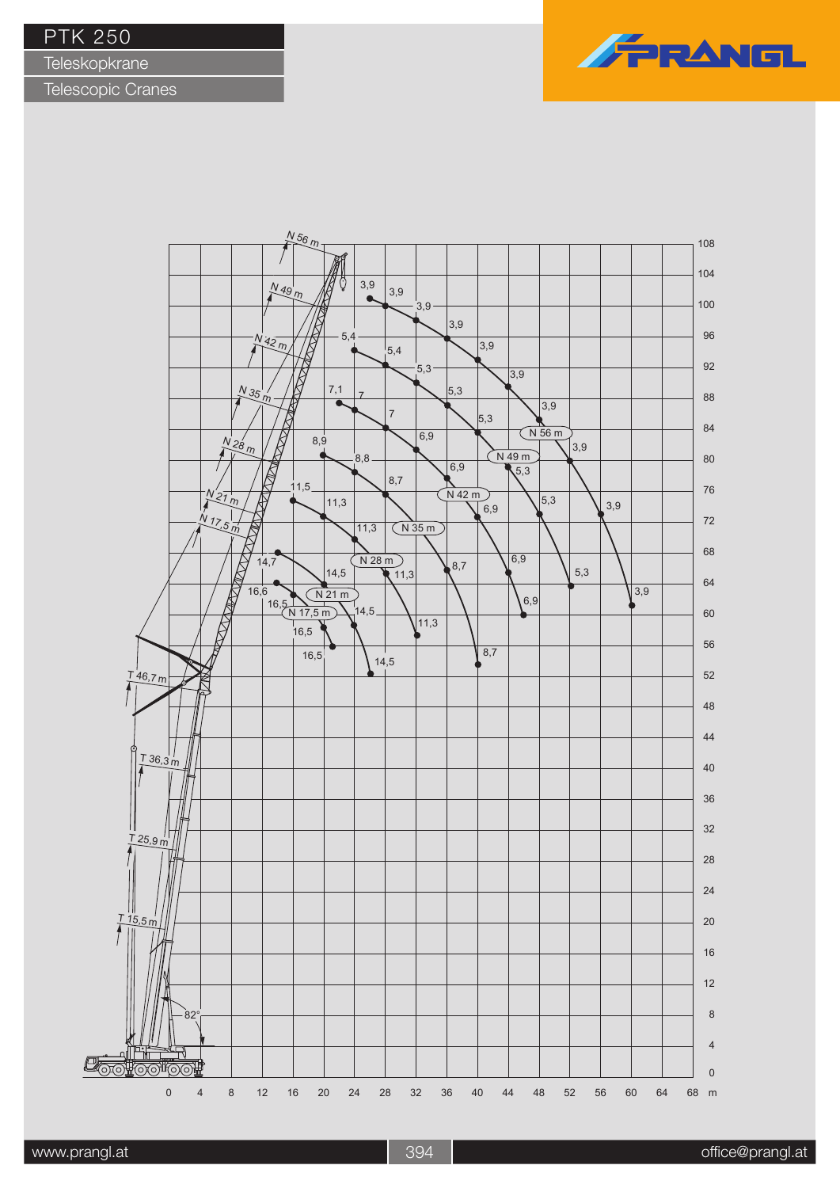# PTK 250

Teleskopkrane

Telescopic Cranes

PRANGL

N 56 m
N 49 m
N 42 m
N 35 m
N 28 m
N 21 m
N 17,5 m
T 46,7 m
T 36,3 m
T 25,9 m
T 15,5 m
82°

3,9 3,9 3,9 3,9 3,9 3,9 3,9 3,9 3,9 3,9
5,4 5,4 5,3 5,3 5,3 5,3 5,3 5,3
7,1 7 7 6,9 6,9 6,9 6,9 6,9
8,9 8,8 8,7 8,7 8,7
11,5 11,3 11,3 11,3 11,3
14,7 14,5 14,5 14,5
16,6 16,5 16,5 16,5

108 104 100 96 92 88 84 80 76 72 68 64 60 56 52 48 44 40 36 32 28 24 20 16 12 8 4 0

0 4 8 12 16 20 24 28 32 36 40 44 48 52 56 60 64 68 m

www.prangl.at

office@prangl.at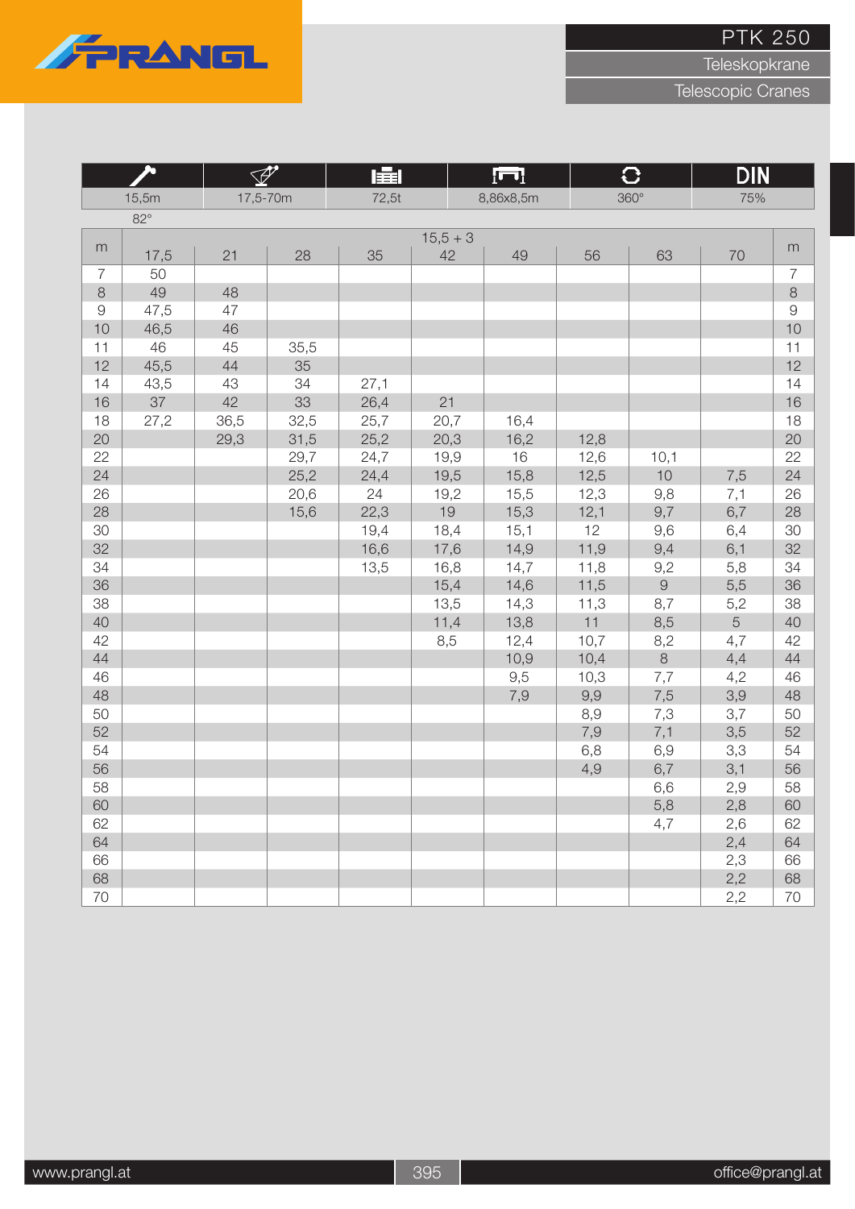# PTK 250

Teleskopkrane

Telescopic Cranes

| | | | | | |
|---|---|---|---|---|---|
| 15,5m | 17,5-70m | 72,5t | 8,86x8,5m | 360° | DIN 75% |

82°

| m | 15,5 + 3 | | | | | | | | | m |
|---|---|---|---|---|---|---|---|---|---|---|
| | 17,5 | 21 | 28 | 35 | 42 | 49 | 56 | 63 | 70 | |
| 7 | 50 | | | | | | | | | 7 |
| 8 | 49 | 48 | | | | | | | | 8 |
| 9 | 47,5 | 47 | | | | | | | | 9 |
| 10 | 46,5 | 46 | | | | | | | | 10 |
| 11 | 46 | 45 | 35,5 | | | | | | | 11 |
| 12 | 45,5 | 44 | 35 | | | | | | | 12 |
| 14 | 43,5 | 43 | 34 | 27,1 | | | | | | 14 |
| 16 | 37 | 42 | 33 | 26,4 | 21 | | | | | 16 |
| 18 | 27,2 | 36,5 | 32,5 | 25,7 | 20,7 | 16,4 | | | | 18 |
| 20 | | 29,3 | 31,5 | 25,2 | 20,3 | 16,2 | 12,8 | | | 20 |
| 22 | | | 29,7 | 24,7 | 19,9 | 16 | 12,6 | 10,1 | | 22 |
| 24 | | | 25,2 | 24,4 | 19,5 | 15,8 | 12,5 | 10 | 7,5 | 24 |
| 26 | | | 20,6 | 24 | 19,2 | 15,5 | 12,3 | 9,8 | 7,1 | 26 |
| 28 | | | 15,6 | 22,3 | 19 | 15,3 | 12,1 | 9,7 | 6,7 | 28 |
| 30 | | | | 19,4 | 18,4 | 15,1 | 12 | 9,6 | 6,4 | 30 |
| 32 | | | | 16,6 | 17,6 | 14,9 | 11,9 | 9,4 | 6,1 | 32 |
| 34 | | | | 13,5 | 16,8 | 14,7 | 11,8 | 9,2 | 5,8 | 34 |
| 36 | | | | | 15,4 | 14,6 | 11,5 | 9 | 5,5 | 36 |
| 38 | | | | | 13,5 | 14,3 | 11,3 | 8,7 | 5,2 | 38 |
| 40 | | | | | 11,4 | 13,8 | 11 | 8,5 | 5 | 40 |
| 42 | | | | | 8,5 | 12,4 | 10,7 | 8,2 | 4,7 | 42 |
| 44 | | | | | | 10,9 | 10,4 | 8 | 4,4 | 44 |
| 46 | | | | | | 9,5 | 10,3 | 7,7 | 4,2 | 46 |
| 48 | | | | | | 7,9 | 9,9 | 7,5 | 3,9 | 48 |
| 50 | | | | | | | 8,9 | 7,3 | 3,7 | 50 |
| 52 | | | | | | | 7,9 | 7,1 | 3,5 | 52 |
| 54 | | | | | | | 6,8 | 6,9 | 3,3 | 54 |
| 56 | | | | | | | 4,9 | 6,7 | 3,1 | 56 |
| 58 | | | | | | | | 6,6 | 2,9 | 58 |
| 60 | | | | | | | | 5,8 | 2,8 | 60 |
| 62 | | | | | | | | 4,7 | 2,6 | 62 |
| 64 | | | | | | | | | 2,4 | 64 |
| 66 | | | | | | | | | 2,3 | 66 |
| 68 | | | | | | | | | 2,2 | 68 |
| 70 | | | | | | | | | 2,2 | 70 |

www.prangl.at office@prangl.at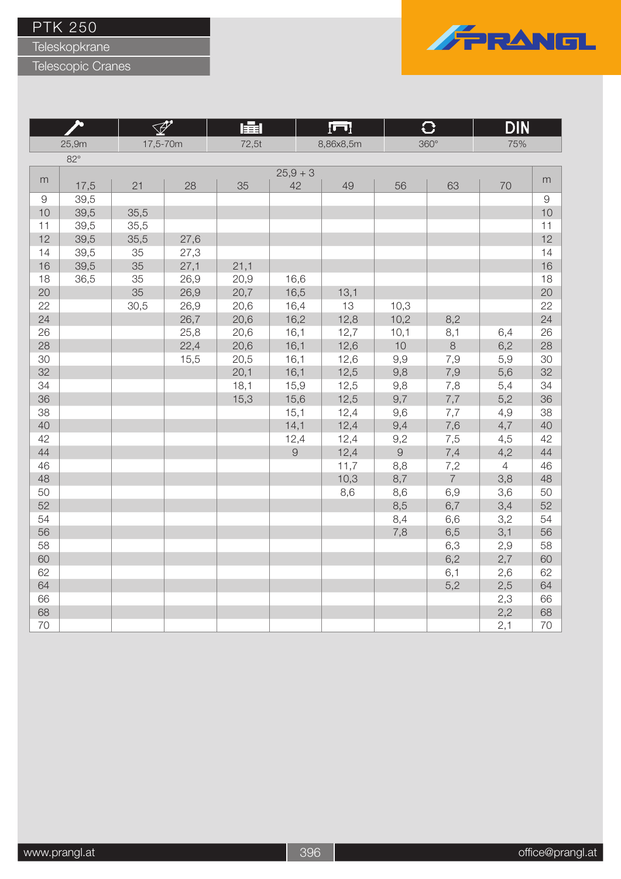# PTK 250

## Teleskopkrane

## Telescopic Cranes

| | | | | | |
|---|---|---|---|---|---|
| 25,9m | 17,5-70m | 72,5t | 8,86x8,5m | 360° | DIN |
| 82° | | | | | 75% |

| m | 25,9 + 3 | | | | | | | | | m |
|---|---|---|---|---|---|---|---|---|---|---|
| | 17,5 | 21 | 28 | 35 | 42 | 49 | 56 | 63 | 70 | |
| 9 | 39,5 | | | | | | | | | 9 |
| 10 | 39,5 | 35,5 | | | | | | | | 10 |
| 11 | 39,5 | 35,5 | | | | | | | | 11 |
| 12 | 39,5 | 35,5 | 27,6 | | | | | | | 12 |
| 14 | 39,5 | 35 | 27,3 | | | | | | | 14 |
| 16 | 39,5 | 35 | 27,1 | 21,1 | | | | | | 16 |
| 18 | 36,5 | 35 | 26,9 | 20,9 | 16,6 | | | | | 18 |
| 20 | | 35 | 26,9 | 20,7 | 16,5 | 13,1 | | | | 20 |
| 22 | | 30,5 | 26,9 | 20,6 | 16,4 | 13 | 10,3 | | | 22 |
| 24 | | | 26,7 | 20,6 | 16,2 | 12,8 | 10,2 | 8,2 | | 24 |
| 26 | | | 25,8 | 20,6 | 16,1 | 12,7 | 10,1 | 8,1 | 6,4 | 26 |
| 28 | | | 22,4 | 20,6 | 16,1 | 12,6 | 10 | 8 | 6,2 | 28 |
| 30 | | | 15,5 | 20,5 | 16,1 | 12,6 | 9,9 | 7,9 | 5,9 | 30 |
| 32 | | | | 20,1 | 16,1 | 12,5 | 9,8 | 7,9 | 5,6 | 32 |
| 34 | | | | 18,1 | 15,9 | 12,5 | 9,8 | 7,8 | 5,4 | 34 |
| 36 | | | | 15,3 | 15,6 | 12,5 | 9,7 | 7,7 | 5,2 | 36 |
| 38 | | | | | 15,1 | 12,4 | 9,6 | 7,7 | 4,9 | 38 |
| 40 | | | | | 14,1 | 12,4 | 9,4 | 7,6 | 4,7 | 40 |
| 42 | | | | | 12,4 | 12,4 | 9,2 | 7,5 | 4,5 | 42 |
| 44 | | | | | 9 | 12,4 | 9 | 7,4 | 4,2 | 44 |
| 46 | | | | | | 11,7 | 8,8 | 7,2 | 4 | 46 |
| 48 | | | | | | 10,3 | 8,7 | 7 | 3,8 | 48 |
| 50 | | | | | | 8,6 | 8,6 | 6,9 | 3,6 | 50 |
| 52 | | | | | | | 8,5 | 6,7 | 3,4 | 52 |
| 54 | | | | | | | 8,4 | 6,6 | 3,2 | 54 |
| 56 | | | | | | | 7,8 | 6,5 | 3,1 | 56 |
| 58 | | | | | | | | 6,3 | 2,9 | 58 |
| 60 | | | | | | | | 6,2 | 2,7 | 60 |
| 62 | | | | | | | | 6,1 | 2,6 | 62 |
| 64 | | | | | | | | 5,2 | 2,5 | 64 |
| 66 | | | | | | | | | 2,3 | 66 |
| 68 | | | | | | | | | 2,2 | 68 |
| 70 | | | | | | | | | 2,1 | 70 |

www.prangl.at office@prangl.at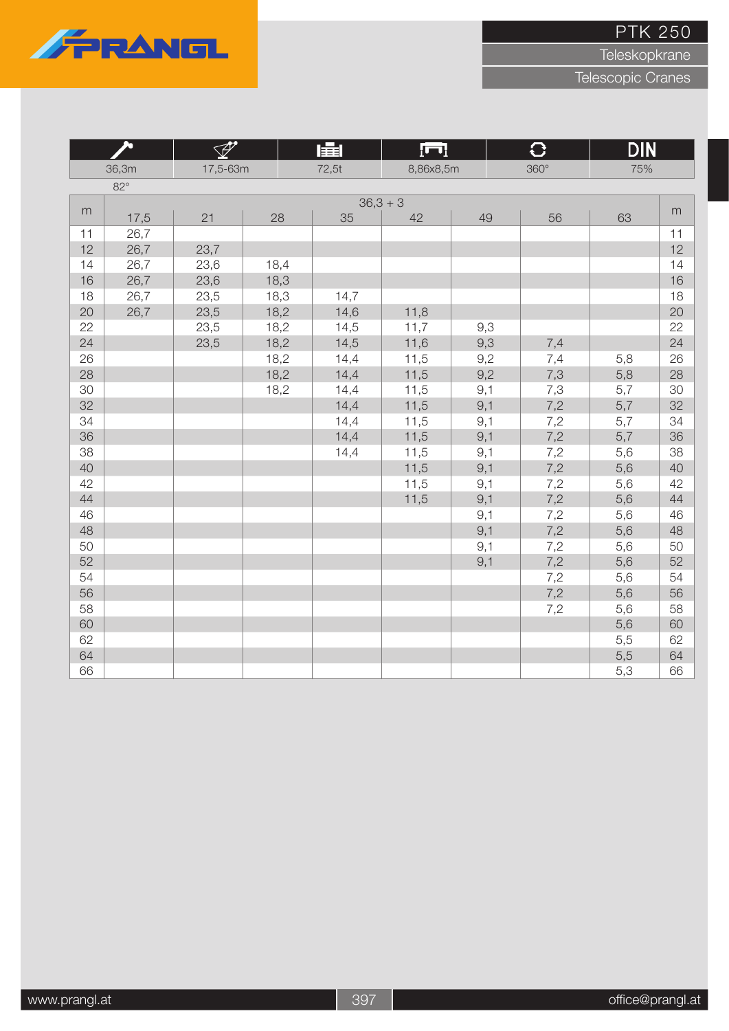# PTK 250

Teleskopkrane

Telescopic Cranes

| | | | | | DIN |
|---|---|---|---|---|---|
| 36,3m | 17,5-63m | 72,5t | 8,86x8,5m | 360° | 75% |

82°

| m | 36,3 + 3 | | | | | | | | m |
|---|---|---|---|---|---|---|---|---|---|
| | 17,5 | 21 | 28 | 35 | 42 | 49 | 56 | 63 | |
| 11 | 26,7 | | | | | | | | 11 |
| 12 | 26,7 | 23,7 | | | | | | | 12 |
| 14 | 26,7 | 23,6 | 18,4 | | | | | | 14 |
| 16 | 26,7 | 23,6 | 18,3 | | | | | | 16 |
| 18 | 26,7 | 23,5 | 18,3 | 14,7 | | | | | 18 |
| 20 | 26,7 | 23,5 | 18,2 | 14,6 | 11,8 | | | | 20 |
| 22 | | 23,5 | 18,2 | 14,5 | 11,7 | 9,3 | | | 22 |
| 24 | | 23,5 | 18,2 | 14,5 | 11,6 | 9,3 | 7,4 | | 24 |
| 26 | | | 18,2 | 14,4 | 11,5 | 9,2 | 7,4 | 5,8 | 26 |
| 28 | | | 18,2 | 14,4 | 11,5 | 9,2 | 7,3 | 5,8 | 28 |
| 30 | | | 18,2 | 14,4 | 11,5 | 9,1 | 7,3 | 5,7 | 30 |
| 32 | | | | 14,4 | 11,5 | 9,1 | 7,2 | 5,7 | 32 |
| 34 | | | | 14,4 | 11,5 | 9,1 | 7,2 | 5,7 | 34 |
| 36 | | | | 14,4 | 11,5 | 9,1 | 7,2 | 5,7 | 36 |
| 38 | | | | 14,4 | 11,5 | 9,1 | 7,2 | 5,6 | 38 |
| 40 | | | | | 11,5 | 9,1 | 7,2 | 5,6 | 40 |
| 42 | | | | | 11,5 | 9,1 | 7,2 | 5,6 | 42 |
| 44 | | | | | 11,5 | 9,1 | 7,2 | 5,6 | 44 |
| 46 | | | | | | 9,1 | 7,2 | 5,6 | 46 |
| 48 | | | | | | 9,1 | 7,2 | 5,6 | 48 |
| 50 | | | | | | 9,1 | 7,2 | 5,6 | 50 |
| 52 | | | | | | 9,1 | 7,2 | 5,6 | 52 |
| 54 | | | | | | | 7,2 | 5,6 | 54 |
| 56 | | | | | | | 7,2 | 5,6 | 56 |
| 58 | | | | | | | 7,2 | 5,6 | 58 |
| 60 | | | | | | | | 5,6 | 60 |
| 62 | | | | | | | | 5,5 | 62 |
| 64 | | | | | | | | 5,5 | 64 |
| 66 | | | | | | | | 5,3 | 66 |

www.prangl.at

office@prangl.at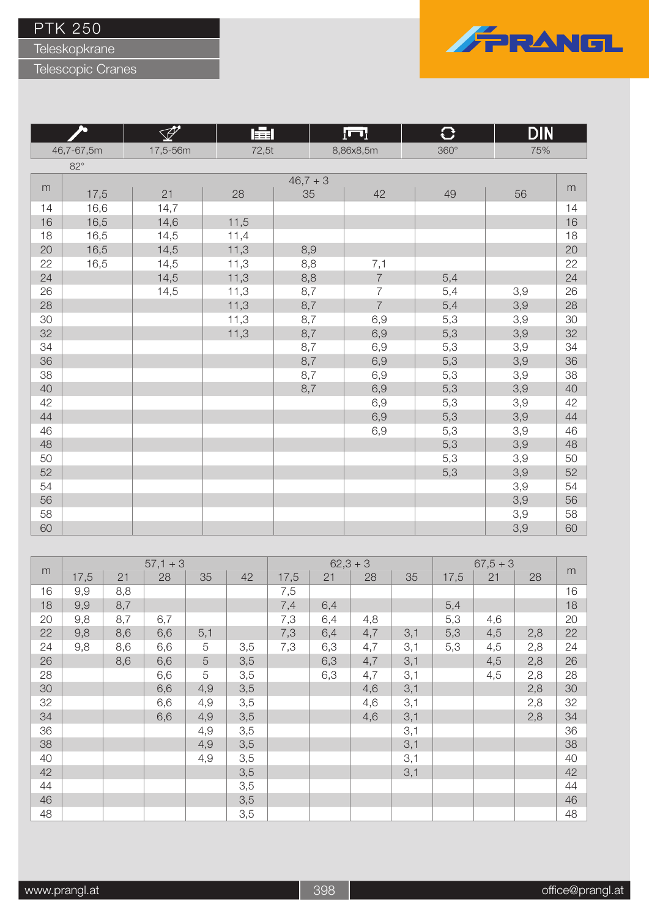# PTK 250

## Teleskopkrane

## Telescopic Cranes

| Boom | Jib | Load | Outrigger | Slewing | DIN |
|---|---|---|---|---|---|
| 46,7-67,5m | 17,5-56m | 72,5t | 8,86x8,5m | 360° | 75% |

82°

| m | 46,7 + 3 | | | | | | | m |
|---|---|---|---|---|---|---|---|---|
| | 17,5 | 21 | 28 | 35 | 42 | 49 | 56 | |
| 14 | 16,6 | 14,7 | | | | | | 14 |
| 16 | 16,5 | 14,6 | 11,5 | | | | | 16 |
| 18 | 16,5 | 14,5 | 11,4 | | | | | 18 |
| 20 | 16,5 | 14,5 | 11,3 | 8,9 | | | | 20 |
| 22 | 16,5 | 14,5 | 11,3 | 8,8 | 7,1 | | | 22 |
| 24 | | 14,5 | 11,3 | 8,8 | 7 | 5,4 | | 24 |
| 26 | | 14,5 | 11,3 | 8,7 | 7 | 5,4 | 3,9 | 26 |
| 28 | | | 11,3 | 8,7 | 7 | 5,4 | 3,9 | 28 |
| 30 | | | 11,3 | 8,7 | 6,9 | 5,3 | 3,9 | 30 |
| 32 | | | 11,3 | 8,7 | 6,9 | 5,3 | 3,9 | 32 |
| 34 | | | | 8,7 | 6,9 | 5,3 | 3,9 | 34 |
| 36 | | | | 8,7 | 6,9 | 5,3 | 3,9 | 36 |
| 38 | | | | 8,7 | 6,9 | 5,3 | 3,9 | 38 |
| 40 | | | | 8,7 | 6,9 | 5,3 | 3,9 | 40 |
| 42 | | | | | 6,9 | 5,3 | 3,9 | 42 |
| 44 | | | | | 6,9 | 5,3 | 3,9 | 44 |
| 46 | | | | | 6,9 | 5,3 | 3,9 | 46 |
| 48 | | | | | | 5,3 | 3,9 | 48 |
| 50 | | | | | | 5,3 | 3,9 | 50 |
| 52 | | | | | | 5,3 | 3,9 | 52 |
| 54 | | | | | | | 3,9 | 54 |
| 56 | | | | | | | 3,9 | 56 |
| 58 | | | | | | | 3,9 | 58 |
| 60 | | | | | | | 3,9 | 60 |

| m | 57,1 + 3 | | | | | 62,3 + 3 | | | | 67,5 + 3 | | | m |
|---|---|---|---|---|---|---|---|---|---|---|---|---|---|
| | 17,5 | 21 | 28 | 35 | 42 | 17,5 | 21 | 28 | 35 | 17,5 | 21 | 28 | |
| 16 | 9,9 | 8,8 | | | | 7,5 | | | | | | | 16 |
| 18 | 9,9 | 8,7 | | | | 7,4 | 6,4 | | | 5,4 | | | 18 |
| 20 | 9,8 | 8,7 | 6,7 | | | 7,3 | 6,4 | 4,8 | | 5,3 | 4,6 | | 20 |
| 22 | 9,8 | 8,6 | 6,6 | 5,1 | | 7,3 | 6,4 | 4,7 | 3,1 | 5,3 | 4,5 | 2,8 | 22 |
| 24 | 9,8 | 8,6 | 6,6 | 5 | 3,5 | 7,3 | 6,3 | 4,7 | 3,1 | 5,3 | 4,5 | 2,8 | 24 |
| 26 | | 8,6 | 6,6 | 5 | 3,5 | | 6,3 | 4,7 | 3,1 | | 4,5 | 2,8 | 26 |
| 28 | | | 6,6 | 5 | 3,5 | | 6,3 | 4,7 | 3,1 | | 4,5 | 2,8 | 28 |
| 30 | | | 6,6 | 4,9 | 3,5 | | | 4,6 | 3,1 | | | 2,8 | 30 |
| 32 | | | 6,6 | 4,9 | 3,5 | | | 4,6 | 3,1 | | | 2,8 | 32 |
| 34 | | | 6,6 | 4,9 | 3,5 | | | 4,6 | 3,1 | | | 2,8 | 34 |
| 36 | | | | 4,9 | 3,5 | | | | 3,1 | | | | 36 |
| 38 | | | | 4,9 | 3,5 | | | | 3,1 | | | | 38 |
| 40 | | | | 4,9 | 3,5 | | | | 3,1 | | | | 40 |
| 42 | | | | | 3,5 | | | | 3,1 | | | | 42 |
| 44 | | | | | 3,5 | | | | | | | | 44 |
| 46 | | | | | 3,5 | | | | | | | | 46 |
| 48 | | | | | 3,5 | | | | | | | | 48 |

www.prangl.at

office@prangl.at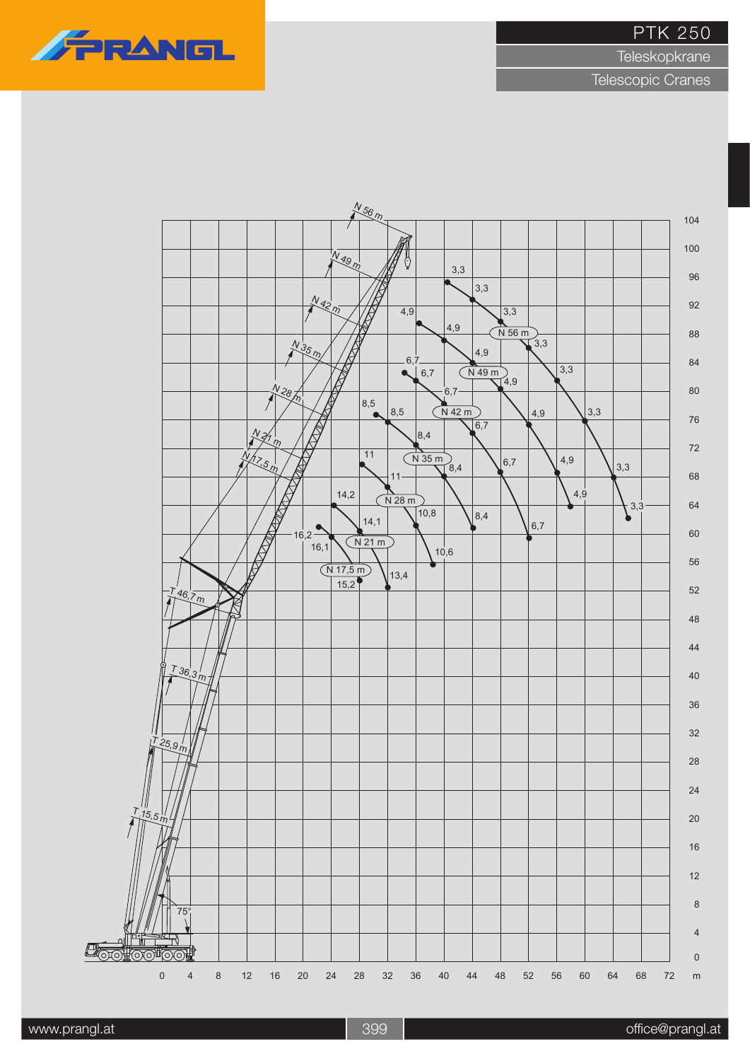# PTK 250

Teleskopkrane

Telescopic Cranes

N 56 m
N 49 m
N 42 m
N 35 m
N 28 m
N 21 m
N 17,5 m

T 46,7 m
T 36,3 m
T 25,9 m
T 15,5 m

75°

| Jib | Load values (t) |
|---|---|
| N 56 m | 3,3 – 3,3 – 3,3 – 3,3 – 3,3 – 3,3 – 3,3 – 3,3 |
| N 49 m | 4,9 – 4,9 – 4,9 – 4,9 – 4,9 – 4,9 – 4,9 |
| N 42 m | 6,7 – 6,7 – 6,7 – 6,7 – 6,7 – 6,7 |
| N 35 m | 8,5 – 8,5 – 8,4 – 8,4 – 8,4 |
| N 28 m | 11 – 11 – 10,8 – 10,6 |
| N 21 m | 14,2 – 14,1 – 13,4 |
| N 17,5 m | 16,2 – 16,1 – 15,2 |

Height axis (m): 0, 4, 8, 12, 16, 20, 24, 28, 32, 36, 40, 44, 48, 52, 56, 60, 64, 68, 72, 76, 80, 84, 88, 92, 96, 100, 104

Radius axis (m): 0, 4, 8, 12, 16, 20, 24, 28, 32, 36, 40, 44, 48, 52, 56, 60, 64, 68, 72

www.prangl.at

office@prangl.at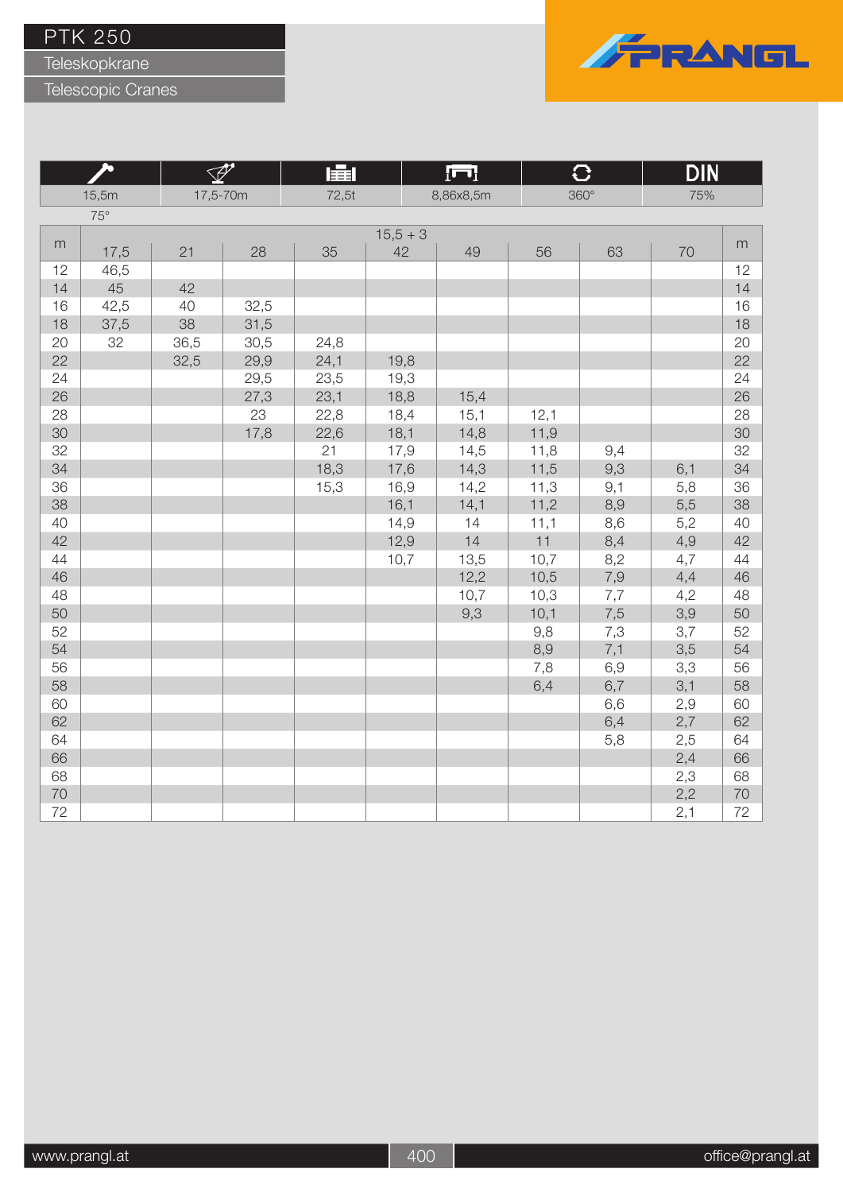# PTK 250

## Teleskopkrane

## Telescopic Cranes

| | | | | | |
|---|---|---|---|---|---|
| 15,5m | 17,5-70m | 72,5t | 8,86x8,5m | 360° | DIN 75% |

75°

| m | 15,5 + 3 | | | | | | | | m |
|---|---|---|---|---|---|---|---|---|---|
| | 17,5 | 21 | 28 | 35 | 42 | 49 | 56 | 63 | 70 | |
| 12 | 46,5 | | | | | | | | | 12 |
| 14 | 45 | 42 | | | | | | | | 14 |
| 16 | 42,5 | 40 | 32,5 | | | | | | | 16 |
| 18 | 37,5 | 38 | 31,5 | | | | | | | 18 |
| 20 | 32 | 36,5 | 30,5 | 24,8 | | | | | | 20 |
| 22 | | 32,5 | 29,9 | 24,1 | 19,8 | | | | | 22 |
| 24 | | | 29,5 | 23,5 | 19,3 | | | | | 24 |
| 26 | | | 27,3 | 23,1 | 18,8 | 15,4 | | | | 26 |
| 28 | | | 23 | 22,8 | 18,4 | 15,1 | 12,1 | | | 28 |
| 30 | | | 17,8 | 22,6 | 18,1 | 14,8 | 11,9 | | | 30 |
| 32 | | | | 21 | 17,9 | 14,5 | 11,8 | 9,4 | | 32 |
| 34 | | | | 18,3 | 17,6 | 14,3 | 11,5 | 9,3 | 6,1 | 34 |
| 36 | | | | 15,3 | 16,9 | 14,2 | 11,3 | 9,1 | 5,8 | 36 |
| 38 | | | | | 16,1 | 14,1 | 11,2 | 8,9 | 5,5 | 38 |
| 40 | | | | | 14,9 | 14 | 11,1 | 8,6 | 5,2 | 40 |
| 42 | | | | | 12,9 | 14 | 11 | 8,4 | 4,9 | 42 |
| 44 | | | | | 10,7 | 13,5 | 10,7 | 8,2 | 4,7 | 44 |
| 46 | | | | | | 12,2 | 10,5 | 7,9 | 4,4 | 46 |
| 48 | | | | | | 10,7 | 10,3 | 7,7 | 4,2 | 48 |
| 50 | | | | | | 9,3 | 10,1 | 7,5 | 3,9 | 50 |
| 52 | | | | | | | 9,8 | 7,3 | 3,7 | 52 |
| 54 | | | | | | | 8,9 | 7,1 | 3,5 | 54 |
| 56 | | | | | | | 7,8 | 6,9 | 3,3 | 56 |
| 58 | | | | | | | 6,4 | 6,7 | 3,1 | 58 |
| 60 | | | | | | | | 6,6 | 2,9 | 60 |
| 62 | | | | | | | | 6,4 | 2,7 | 62 |
| 64 | | | | | | | | 5,8 | 2,5 | 64 |
| 66 | | | | | | | | | 2,4 | 66 |
| 68 | | | | | | | | | 2,3 | 68 |
| 70 | | | | | | | | | 2,2 | 70 |
| 72 | | | | | | | | | 2,1 | 72 |

www.prangl.at | office@prangl.at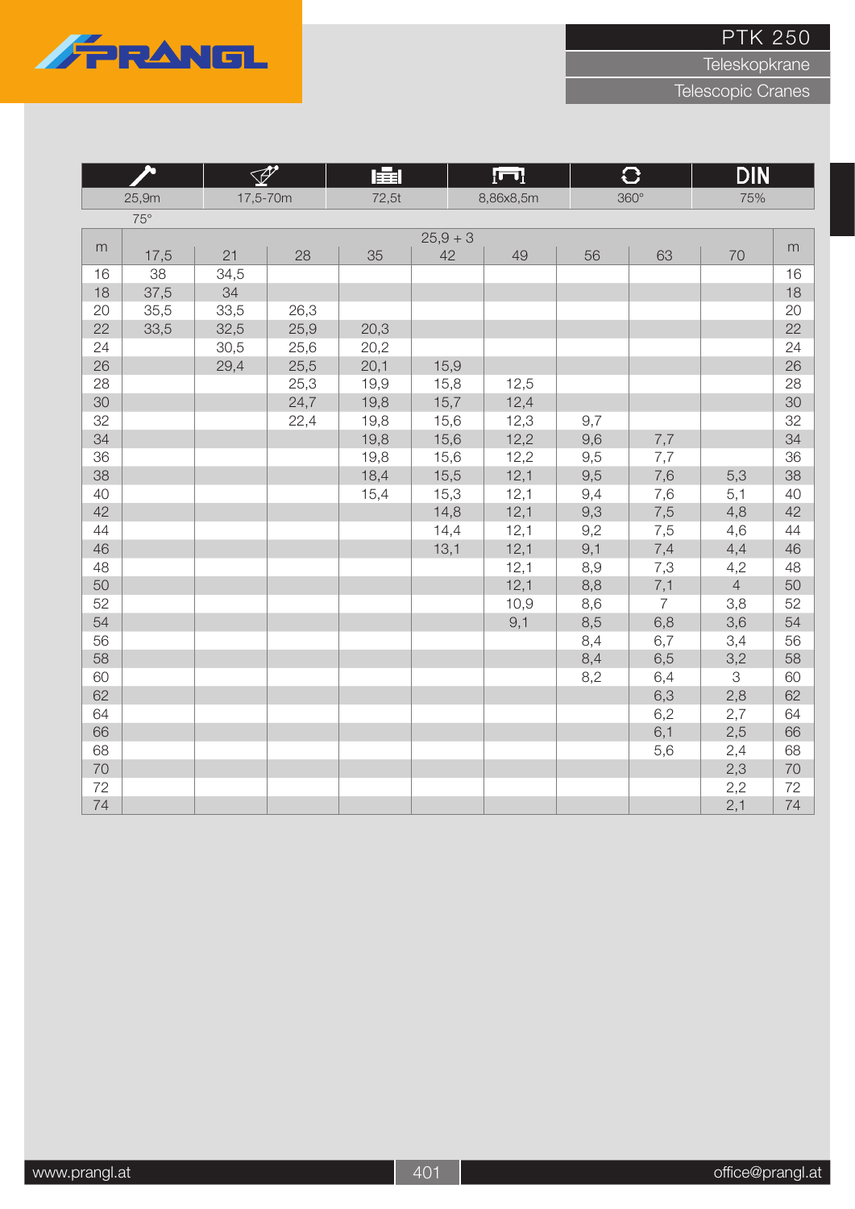PRANGL

# PTK 250

## Teleskopkrane

## Telescopic Cranes

| | | | | | |
|---|---|---|---|---|---|
| 25,9m | 17,5-70m | 72,5t | 8,86x8,5m | 360° | DIN 75% |

75°

| m | 25,9 + 3 | | | | | | | | | m |
|---|---|---|---|---|---|---|---|---|---|---|
| | 17,5 | 21 | 28 | 35 | 42 | 49 | 56 | 63 | 70 | |
| 16 | 38 | 34,5 | | | | | | | | 16 |
| 18 | 37,5 | 34 | | | | | | | | 18 |
| 20 | 35,5 | 33,5 | 26,3 | | | | | | | 20 |
| 22 | 33,5 | 32,5 | 25,9 | 20,3 | | | | | | 22 |
| 24 | | 30,5 | 25,6 | 20,2 | | | | | | 24 |
| 26 | | 29,4 | 25,5 | 20,1 | 15,9 | | | | | 26 |
| 28 | | | 25,3 | 19,9 | 15,8 | 12,5 | | | | 28 |
| 30 | | | 24,7 | 19,8 | 15,7 | 12,4 | | | | 30 |
| 32 | | | 22,4 | 19,8 | 15,6 | 12,3 | 9,7 | | | 32 |
| 34 | | | | 19,8 | 15,6 | 12,2 | 9,6 | 7,7 | | 34 |
| 36 | | | | 19,8 | 15,6 | 12,2 | 9,5 | 7,7 | | 36 |
| 38 | | | | 18,4 | 15,5 | 12,1 | 9,5 | 7,6 | 5,3 | 38 |
| 40 | | | | 15,4 | 15,3 | 12,1 | 9,4 | 7,6 | 5,1 | 40 |
| 42 | | | | | 14,8 | 12,1 | 9,3 | 7,5 | 4,8 | 42 |
| 44 | | | | | 14,4 | 12,1 | 9,2 | 7,5 | 4,6 | 44 |
| 46 | | | | | 13,1 | 12,1 | 9,1 | 7,4 | 4,4 | 46 |
| 48 | | | | | | 12,1 | 8,9 | 7,3 | 4,2 | 48 |
| 50 | | | | | | 12,1 | 8,8 | 7,1 | 4 | 50 |
| 52 | | | | | | 10,9 | 8,6 | 7 | 3,8 | 52 |
| 54 | | | | | | 9,1 | 8,5 | 6,8 | 3,6 | 54 |
| 56 | | | | | | | 8,4 | 6,7 | 3,4 | 56 |
| 58 | | | | | | | 8,4 | 6,5 | 3,2 | 58 |
| 60 | | | | | | | 8,2 | 6,4 | 3 | 60 |
| 62 | | | | | | | | 6,3 | 2,8 | 62 |
| 64 | | | | | | | | 6,2 | 2,7 | 64 |
| 66 | | | | | | | | 6,1 | 2,5 | 66 |
| 68 | | | | | | | | 5,6 | 2,4 | 68 |
| 70 | | | | | | | | | 2,3 | 70 |
| 72 | | | | | | | | | 2,2 | 72 |
| 74 | | | | | | | | | 2,1 | 74 |

www.prangl.at office@prangl.at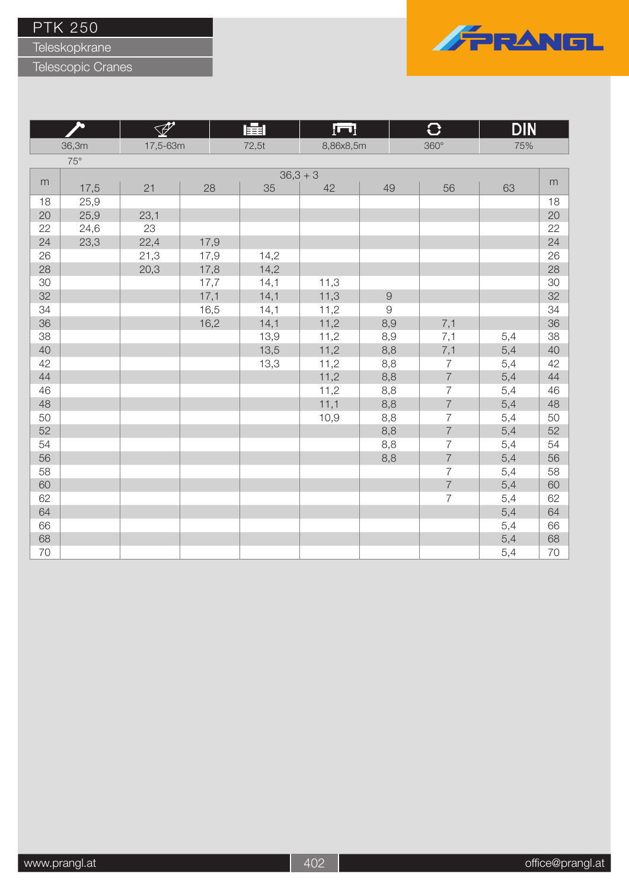# PTK 250

Teleskopkrane

Telescopic Cranes

| 36,3m | 17,5-63m | 72,5t | 8,86x8,5m | 360° | DIN 75% |
|---|---|---|---|---|---|

75°

| m | 36,3 + 3 | | | | | | | | m |
|---|---|---|---|---|---|---|---|---|---|
| | 17,5 | 21 | 28 | 35 | 42 | 49 | 56 | 63 | |
| 18 | 25,9 | | | | | | | | 18 |
| 20 | 25,9 | 23,1 | | | | | | | 20 |
| 22 | 24,6 | 23 | | | | | | | 22 |
| 24 | 23,3 | 22,4 | 17,9 | | | | | | 24 |
| 26 | | 21,3 | 17,9 | 14,2 | | | | | 26 |
| 28 | | 20,3 | 17,8 | 14,2 | | | | | 28 |
| 30 | | | 17,7 | 14,1 | 11,3 | | | | 30 |
| 32 | | | 17,1 | 14,1 | 11,3 | 9 | | | 32 |
| 34 | | | 16,5 | 14,1 | 11,2 | 9 | | | 34 |
| 36 | | | 16,2 | 14,1 | 11,2 | 8,9 | 7,1 | | 36 |
| 38 | | | | 13,9 | 11,2 | 8,9 | 7,1 | 5,4 | 38 |
| 40 | | | | 13,5 | 11,2 | 8,8 | 7,1 | 5,4 | 40 |
| 42 | | | | 13,3 | 11,2 | 8,8 | 7 | 5,4 | 42 |
| 44 | | | | | 11,2 | 8,8 | 7 | 5,4 | 44 |
| 46 | | | | | 11,2 | 8,8 | 7 | 5,4 | 46 |
| 48 | | | | | 11,1 | 8,8 | 7 | 5,4 | 48 |
| 50 | | | | | 10,9 | 8,8 | 7 | 5,4 | 50 |
| 52 | | | | | | 8,8 | 7 | 5,4 | 52 |
| 54 | | | | | | 8,8 | 7 | 5,4 | 54 |
| 56 | | | | | | 8,8 | 7 | 5,4 | 56 |
| 58 | | | | | | | 7 | 5,4 | 58 |
| 60 | | | | | | | 7 | 5,4 | 60 |
| 62 | | | | | | | 7 | 5,4 | 62 |
| 64 | | | | | | | | 5,4 | 64 |
| 66 | | | | | | | | 5,4 | 66 |
| 68 | | | | | | | | 5,4 | 68 |
| 70 | | | | | | | | 5,4 | 70 |

www.prangl.at — office@prangl.at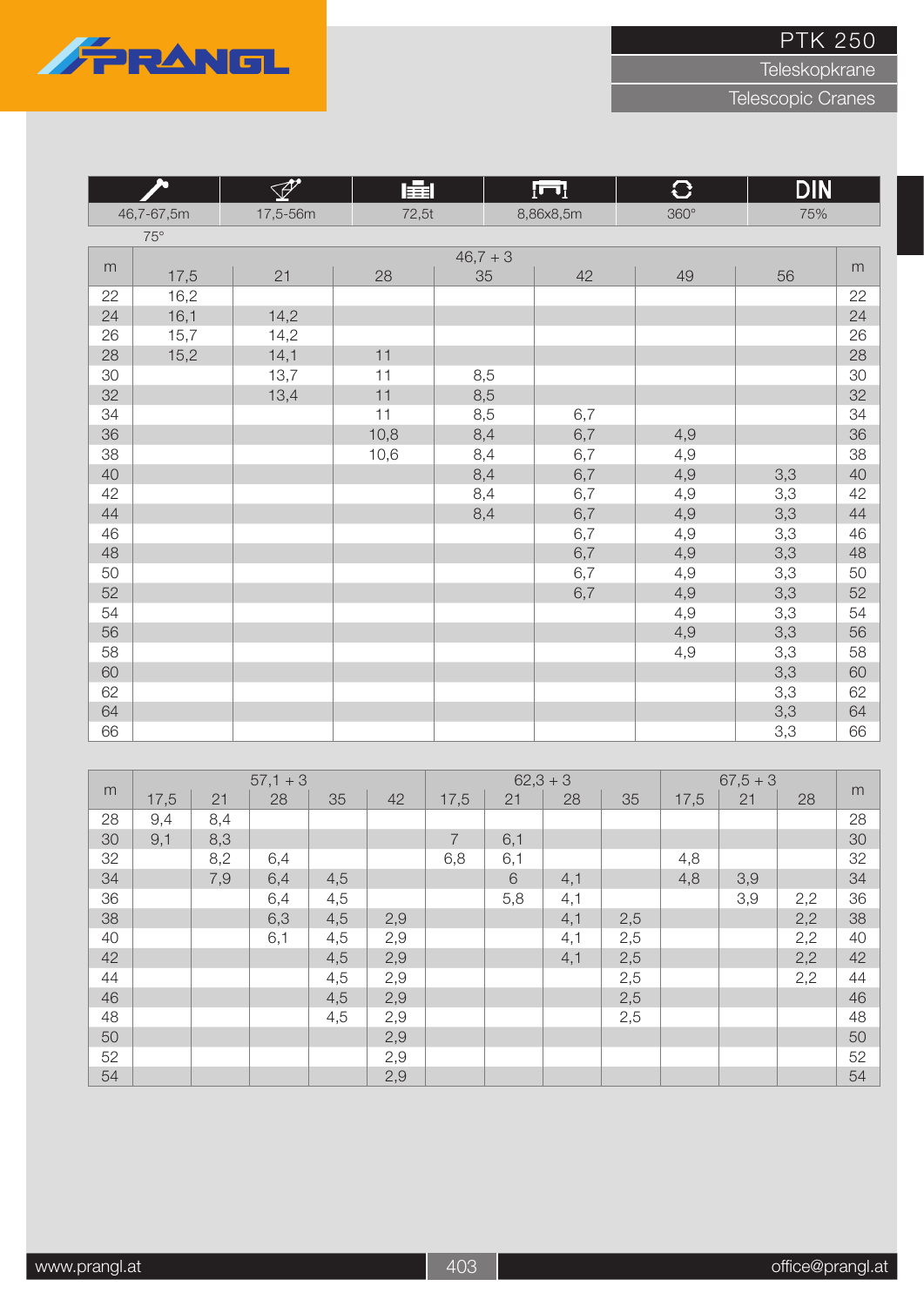# PTK 250

Teleskopkrane

Telescopic Cranes

| (boom) | (jib) | (counterweight) | (outrigger) | (slewing) | DIN |
|---|---|---|---|---|---|
| 46,7-67,5m | 17,5-56m | 72,5t | 8,86x8,5m | 360° | 75% |

75°

| m | 46,7 + 3 | | | | | | | m |
|---|---|---|---|---|---|---|---|---|
| | 17,5 | 21 | 28 | 35 | 42 | 49 | 56 | |
| 22 | 16,2 | | | | | | | 22 |
| 24 | 16,1 | 14,2 | | | | | | 24 |
| 26 | 15,7 | 14,2 | | | | | | 26 |
| 28 | 15,2 | 14,1 | 11 | | | | | 28 |
| 30 | | 13,7 | 11 | 8,5 | | | | 30 |
| 32 | | 13,4 | 11 | 8,5 | | | | 32 |
| 34 | | | 11 | 8,5 | 6,7 | | | 34 |
| 36 | | | 10,8 | 8,4 | 6,7 | 4,9 | | 36 |
| 38 | | | 10,6 | 8,4 | 6,7 | 4,9 | | 38 |
| 40 | | | | 8,4 | 6,7 | 4,9 | 3,3 | 40 |
| 42 | | | | 8,4 | 6,7 | 4,9 | 3,3 | 42 |
| 44 | | | | 8,4 | 6,7 | 4,9 | 3,3 | 44 |
| 46 | | | | | 6,7 | 4,9 | 3,3 | 46 |
| 48 | | | | | 6,7 | 4,9 | 3,3 | 48 |
| 50 | | | | | 6,7 | 4,9 | 3,3 | 50 |
| 52 | | | | | 6,7 | 4,9 | 3,3 | 52 |
| 54 | | | | | | 4,9 | 3,3 | 54 |
| 56 | | | | | | 4,9 | 3,3 | 56 |
| 58 | | | | | | 4,9 | 3,3 | 58 |
| 60 | | | | | | | 3,3 | 60 |
| 62 | | | | | | | 3,3 | 62 |
| 64 | | | | | | | 3,3 | 64 |
| 66 | | | | | | | 3,3 | 66 |

| m | 57,1 + 3 | | | | | 62,3 + 3 | | | | 67,5 + 3 | | | m |
|---|---|---|---|---|---|---|---|---|---|---|---|---|---|
| | 17,5 | 21 | 28 | 35 | 42 | 17,5 | 21 | 28 | 35 | 17,5 | 21 | 28 | |
| 28 | 9,4 | 8,4 | | | | | | | | | | | 28 |
| 30 | 9,1 | 8,3 | | | | 7 | 6,1 | | | | | | 30 |
| 32 | | 8,2 | 6,4 | | | 6,8 | 6,1 | | | 4,8 | | | 32 |
| 34 | | 7,9 | 6,4 | 4,5 | | | 6 | 4,1 | | 4,8 | 3,9 | | 34 |
| 36 | | | 6,4 | 4,5 | | | 5,8 | 4,1 | | | 3,9 | 2,2 | 36 |
| 38 | | | 6,3 | 4,5 | 2,9 | | | 4,1 | 2,5 | | | 2,2 | 38 |
| 40 | | | 6,1 | 4,5 | 2,9 | | | 4,1 | 2,5 | | | 2,2 | 40 |
| 42 | | | | 4,5 | 2,9 | | | 4,1 | 2,5 | | | 2,2 | 42 |
| 44 | | | | 4,5 | 2,9 | | | | 2,5 | | | 2,2 | 44 |
| 46 | | | | 4,5 | 2,9 | | | | 2,5 | | | | 46 |
| 48 | | | | 4,5 | 2,9 | | | | 2,5 | | | | 48 |
| 50 | | | | | 2,9 | | | | | | | | 50 |
| 52 | | | | | 2,9 | | | | | | | | 52 |
| 54 | | | | | 2,9 | | | | | | | | 54 |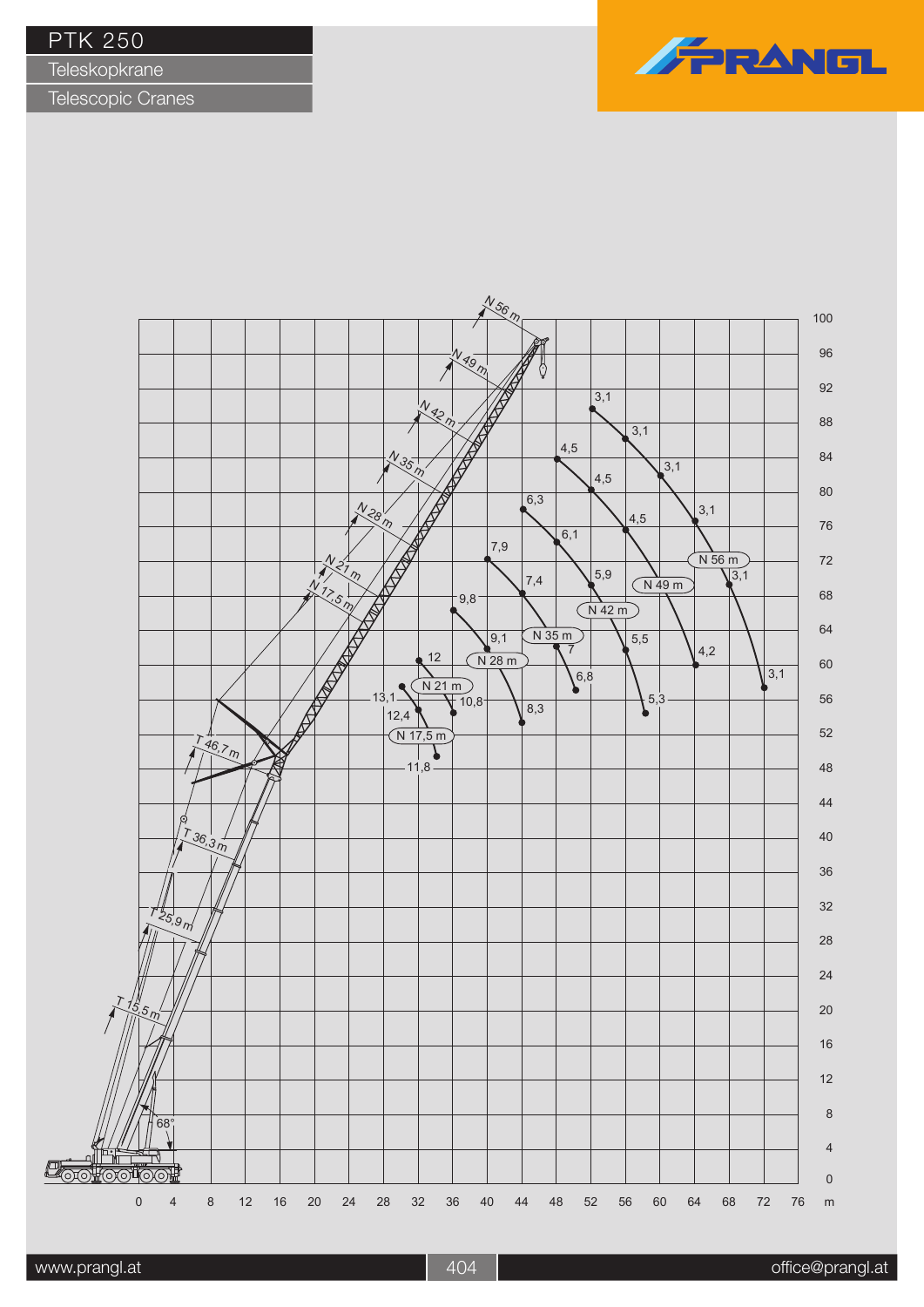# PTK 250

Teleskopkrane

Telescopic Cranes

PRANGL

N 56 m
N 49 m
N 42 m
N 35 m
N 28 m
N 21 m
N 17,5 m
T 46,7 m
T 36,3 m
T 25,9 m
T 15,5 m
68°

| Jib | Load values (t) |
|---|---|
| N 17,5 m | 13,1 · 12,4 · 11,8 |
| N 21 m | 12 · 10,8 |
| N 28 m | 9,8 · 9,1 · 8,3 |
| N 35 m | 7,9 · 7,4 · 7 · 6,8 |
| N 42 m | 6,3 · 6,1 · 5,9 · 5,5 · 5,3 |
| N 49 m | 4,5 · 4,5 · 4,5 · 4,2 |
| N 56 m | 3,1 · 3,1 · 3,1 · 3,1 · 3,1 · 3,1 |

Radius (m): 0 4 8 12 16 20 24 28 32 36 40 44 48 52 56 60 64 68 72 76

Height (m): 0 4 8 12 16 20 24 28 32 36 40 44 48 52 56 60 64 68 72 76 80 84 88 92 96 100

www.prangl.at

office@prangl.at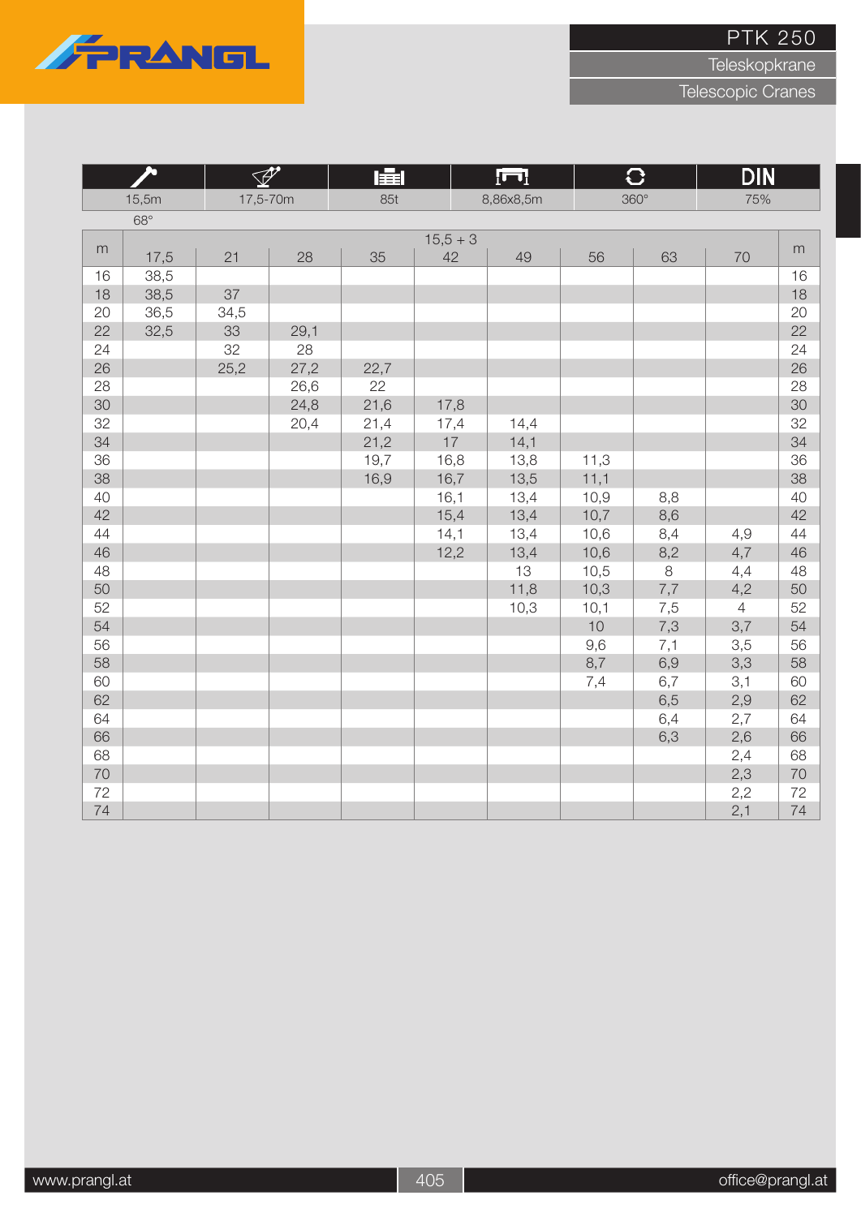# PTK 250

Teleskopkrane

Telescopic Cranes

| 15,5m | 17,5-70m | 85t | 8,86x8,5m | 360° | DIN 75% |
|---|---|---|---|---|---|

68°

| m | 15,5 + 3 | | | | | | | | m |
|---|---|---|---|---|---|---|---|---|---|
| | 17,5 | 21 | 28 | 35 | 42 | 49 | 56 | 63 | 70 | |
| 16 | 38,5 | | | | | | | | | 16 |
| 18 | 38,5 | 37 | | | | | | | | 18 |
| 20 | 36,5 | 34,5 | | | | | | | | 20 |
| 22 | 32,5 | 33 | 29,1 | | | | | | | 22 |
| 24 | | 32 | 28 | | | | | | | 24 |
| 26 | | 25,2 | 27,2 | 22,7 | | | | | | 26 |
| 28 | | | 26,6 | 22 | | | | | | 28 |
| 30 | | | 24,8 | 21,6 | 17,8 | | | | | 30 |
| 32 | | | 20,4 | 21,4 | 17,4 | 14,4 | | | | 32 |
| 34 | | | | 21,2 | 17 | 14,1 | | | | 34 |
| 36 | | | | 19,7 | 16,8 | 13,8 | 11,3 | | | 36 |
| 38 | | | | 16,9 | 16,7 | 13,5 | 11,1 | | | 38 |
| 40 | | | | | 16,1 | 13,4 | 10,9 | 8,8 | | 40 |
| 42 | | | | | 15,4 | 13,4 | 10,7 | 8,6 | | 42 |
| 44 | | | | | 14,1 | 13,4 | 10,6 | 8,4 | 4,9 | 44 |
| 46 | | | | | 12,2 | 13,4 | 10,6 | 8,2 | 4,7 | 46 |
| 48 | | | | | | 13 | 10,5 | 8 | 4,4 | 48 |
| 50 | | | | | | 11,8 | 10,3 | 7,7 | 4,2 | 50 |
| 52 | | | | | | 10,3 | 10,1 | 7,5 | 4 | 52 |
| 54 | | | | | | | 10 | 7,3 | 3,7 | 54 |
| 56 | | | | | | | 9,6 | 7,1 | 3,5 | 56 |
| 58 | | | | | | | 8,7 | 6,9 | 3,3 | 58 |
| 60 | | | | | | | 7,4 | 6,7 | 3,1 | 60 |
| 62 | | | | | | | | 6,5 | 2,9 | 62 |
| 64 | | | | | | | | 6,4 | 2,7 | 64 |
| 66 | | | | | | | | 6,3 | 2,6 | 66 |
| 68 | | | | | | | | | 2,4 | 68 |
| 70 | | | | | | | | | 2,3 | 70 |
| 72 | | | | | | | | | 2,2 | 72 |
| 74 | | | | | | | | | 2,1 | 74 |

www.prangl.at — office@prangl.at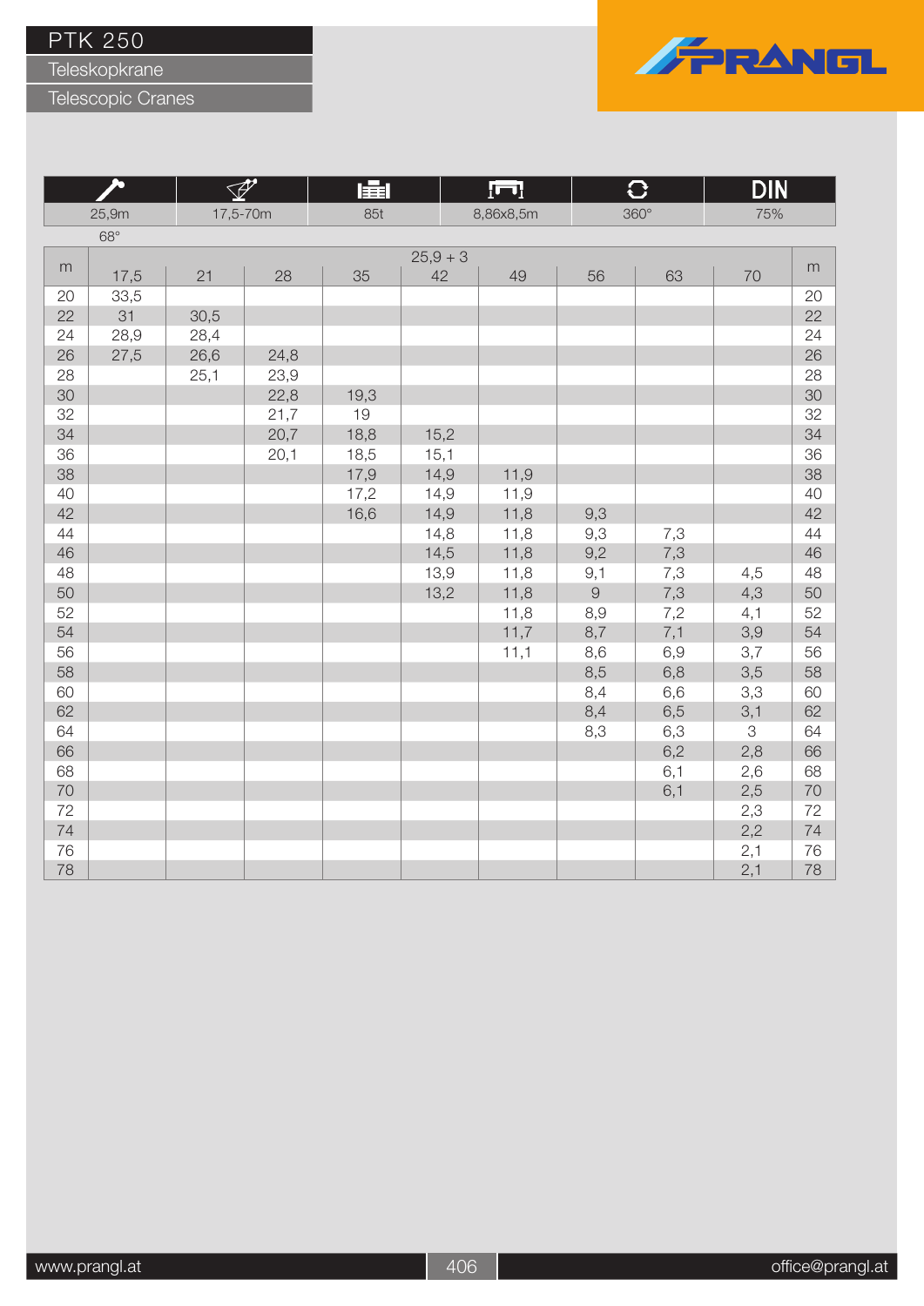# PTK 250

## Teleskopkrane

## Telescopic Cranes

PRANGL

| Boom | Jib | Counterweight | Outrigger base | Slewing | DIN |
|---|---|---|---|---|---|
| 25,9m | 17,5-70m | 85t | 8,86x8,5m | 360° | 75% |

68°

| m | 25,9 + 3 | | | | | | | | | m |
|---|---|---|---|---|---|---|---|---|---|---|
| | 17,5 | 21 | 28 | 35 | 42 | 49 | 56 | 63 | 70 | |
| 20 | 33,5 | | | | | | | | | 20 |
| 22 | 31 | 30,5 | | | | | | | | 22 |
| 24 | 28,9 | 28,4 | | | | | | | | 24 |
| 26 | 27,5 | 26,6 | 24,8 | | | | | | | 26 |
| 28 | | 25,1 | 23,9 | | | | | | | 28 |
| 30 | | | 22,8 | 19,3 | | | | | | 30 |
| 32 | | | 21,7 | 19 | | | | | | 32 |
| 34 | | | 20,7 | 18,8 | 15,2 | | | | | 34 |
| 36 | | | 20,1 | 18,5 | 15,1 | | | | | 36 |
| 38 | | | | 17,9 | 14,9 | 11,9 | | | | 38 |
| 40 | | | | 17,2 | 14,9 | 11,9 | | | | 40 |
| 42 | | | | 16,6 | 14,9 | 11,8 | 9,3 | | | 42 |
| 44 | | | | | 14,8 | 11,8 | 9,3 | 7,3 | | 44 |
| 46 | | | | | 14,5 | 11,8 | 9,2 | 7,3 | | 46 |
| 48 | | | | | 13,9 | 11,8 | 9,1 | 7,3 | 4,5 | 48 |
| 50 | | | | | 13,2 | 11,8 | 9 | 7,3 | 4,3 | 50 |
| 52 | | | | | | 11,8 | 8,9 | 7,2 | 4,1 | 52 |
| 54 | | | | | | 11,7 | 8,7 | 7,1 | 3,9 | 54 |
| 56 | | | | | | 11,1 | 8,6 | 6,9 | 3,7 | 56 |
| 58 | | | | | | | 8,5 | 6,8 | 3,5 | 58 |
| 60 | | | | | | | 8,4 | 6,6 | 3,3 | 60 |
| 62 | | | | | | | 8,4 | 6,5 | 3,1 | 62 |
| 64 | | | | | | | 8,3 | 6,3 | 3 | 64 |
| 66 | | | | | | | | 6,2 | 2,8 | 66 |
| 68 | | | | | | | | 6,1 | 2,6 | 68 |
| 70 | | | | | | | | 6,1 | 2,5 | 70 |
| 72 | | | | | | | | | 2,3 | 72 |
| 74 | | | | | | | | | 2,2 | 74 |
| 76 | | | | | | | | | 2,1 | 76 |
| 78 | | | | | | | | | 2,1 | 78 |

www.prangl.at | office@prangl.at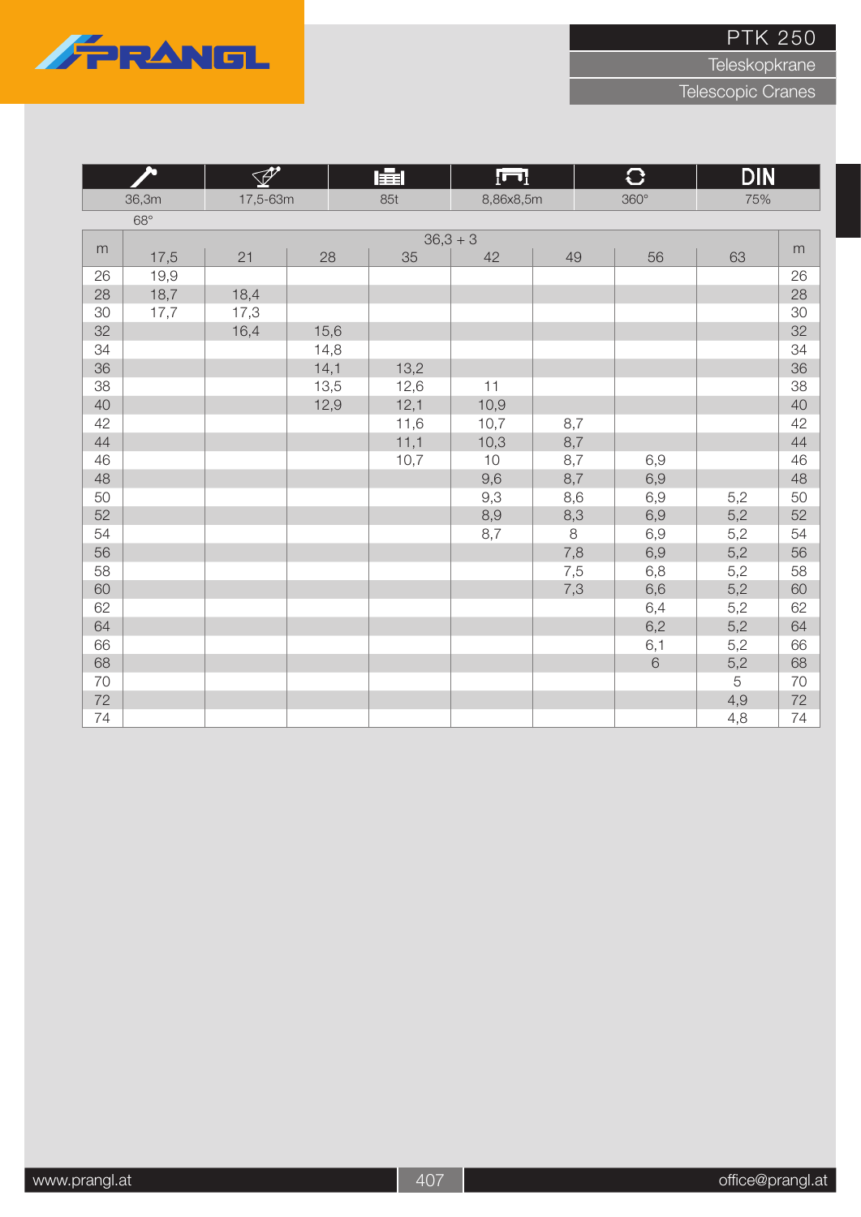# PTK 250

Teleskopkrane

Telescopic Cranes

| | | | | | |
|---|---|---|---|---|---|
| 36,3m | 17,5-63m | 85t | 8,86x8,5m | 360° | DIN 75% |

68°

| m | 36,3 + 3 | | | | | | | m |
|---|---|---|---|---|---|---|---|---|
| | 17,5 | 21 | 28 | 35 | 42 | 49 | 56 | 63 | |
| 26 | 19,9 | | | | | | | | 26 |
| 28 | 18,7 | 18,4 | | | | | | | 28 |
| 30 | 17,7 | 17,3 | | | | | | | 30 |
| 32 | | 16,4 | 15,6 | | | | | | 32 |
| 34 | | | 14,8 | | | | | | 34 |
| 36 | | | 14,1 | 13,2 | | | | | 36 |
| 38 | | | 13,5 | 12,6 | 11 | | | | 38 |
| 40 | | | 12,9 | 12,1 | 10,9 | | | | 40 |
| 42 | | | | 11,6 | 10,7 | 8,7 | | | 42 |
| 44 | | | | 11,1 | 10,3 | 8,7 | | | 44 |
| 46 | | | | 10,7 | 10 | 8,7 | 6,9 | | 46 |
| 48 | | | | | 9,6 | 8,7 | 6,9 | | 48 |
| 50 | | | | | 9,3 | 8,6 | 6,9 | 5,2 | 50 |
| 52 | | | | | 8,9 | 8,3 | 6,9 | 5,2 | 52 |
| 54 | | | | | 8,7 | 8 | 6,9 | 5,2 | 54 |
| 56 | | | | | | 7,8 | 6,9 | 5,2 | 56 |
| 58 | | | | | | 7,5 | 6,8 | 5,2 | 58 |
| 60 | | | | | | 7,3 | 6,6 | 5,2 | 60 |
| 62 | | | | | | | 6,4 | 5,2 | 62 |
| 64 | | | | | | | 6,2 | 5,2 | 64 |
| 66 | | | | | | | 6,1 | 5,2 | 66 |
| 68 | | | | | | | 6 | 5,2 | 68 |
| 70 | | | | | | | | 5 | 70 |
| 72 | | | | | | | | 4,9 | 72 |
| 74 | | | | | | | | 4,8 | 74 |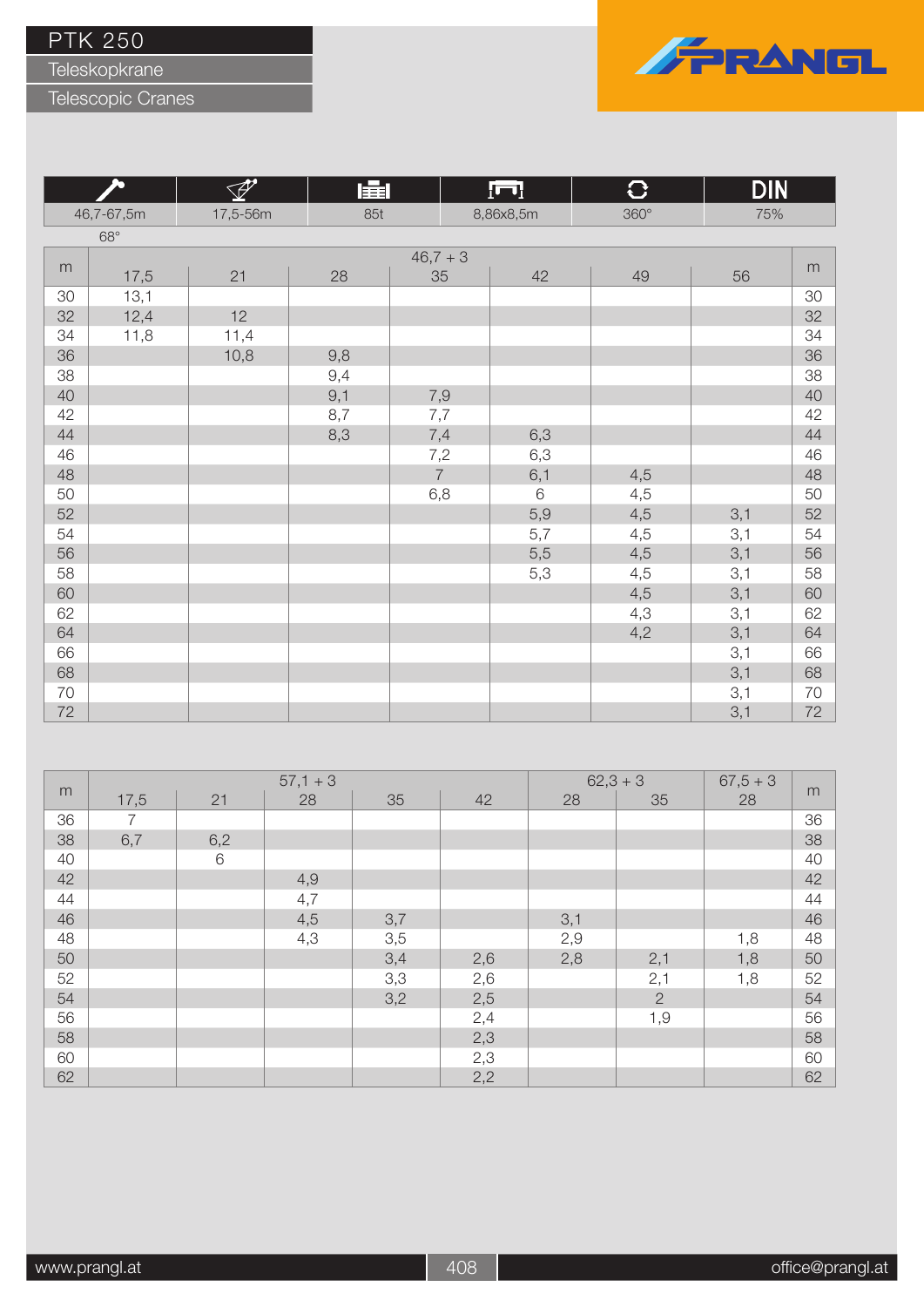# PTK 250

## Teleskopkrane

## Telescopic Cranes

PRANGL

| | | | | | DIN |
|---|---|---|---|---|---|
| 46,7-67,5m | 17,5-56m | 85t | 8,86x8,5m | 360° | 75% |

68°

| m | 46,7 + 3 | | | | | | | m |
|---|---|---|---|---|---|---|---|---|
| | 17,5 | 21 | 28 | 35 | 42 | 49 | 56 | |
| 30 | 13,1 | | | | | | | 30 |
| 32 | 12,4 | 12 | | | | | | 32 |
| 34 | 11,8 | 11,4 | | | | | | 34 |
| 36 | | 10,8 | 9,8 | | | | | 36 |
| 38 | | | 9,4 | | | | | 38 |
| 40 | | | 9,1 | 7,9 | | | | 40 |
| 42 | | | 8,7 | 7,7 | | | | 42 |
| 44 | | | 8,3 | 7,4 | 6,3 | | | 44 |
| 46 | | | | 7,2 | 6,3 | | | 46 |
| 48 | | | | 7 | 6,1 | 4,5 | | 48 |
| 50 | | | | 6,8 | 6 | 4,5 | | 50 |
| 52 | | | | | 5,9 | 4,5 | 3,1 | 52 |
| 54 | | | | | 5,7 | 4,5 | 3,1 | 54 |
| 56 | | | | | 5,5 | 4,5 | 3,1 | 56 |
| 58 | | | | | 5,3 | 4,5 | 3,1 | 58 |
| 60 | | | | | | 4,5 | 3,1 | 60 |
| 62 | | | | | | 4,3 | 3,1 | 62 |
| 64 | | | | | | 4,2 | 3,1 | 64 |
| 66 | | | | | | | 3,1 | 66 |
| 68 | | | | | | | 3,1 | 68 |
| 70 | | | | | | | 3,1 | 70 |
| 72 | | | | | | | 3,1 | 72 |

| m | 57,1 + 3 | | | | | 62,3 + 3 | | 67,5 + 3 | m |
|---|---|---|---|---|---|---|---|---|---|
| | 17,5 | 21 | 28 | 35 | 42 | 28 | 35 | 28 | |
| 36 | 7 | | | | | | | | 36 |
| 38 | 6,7 | 6,2 | | | | | | | 38 |
| 40 | | 6 | | | | | | | 40 |
| 42 | | | 4,9 | | | | | | 42 |
| 44 | | | 4,7 | | | | | | 44 |
| 46 | | | 4,5 | 3,7 | | 3,1 | | | 46 |
| 48 | | | 4,3 | 3,5 | | 2,9 | | 1,8 | 48 |
| 50 | | | | 3,4 | 2,6 | 2,8 | 2,1 | 1,8 | 50 |
| 52 | | | | 3,3 | 2,6 | | 2,1 | 1,8 | 52 |
| 54 | | | | 3,2 | 2,5 | | 2 | | 54 |
| 56 | | | | | 2,4 | | 1,9 | | 56 |
| 58 | | | | | 2,3 | | | | 58 |
| 60 | | | | | 2,3 | | | | 60 |
| 62 | | | | | 2,2 | | | | 62 |

www.prangl.at office@prangl.at